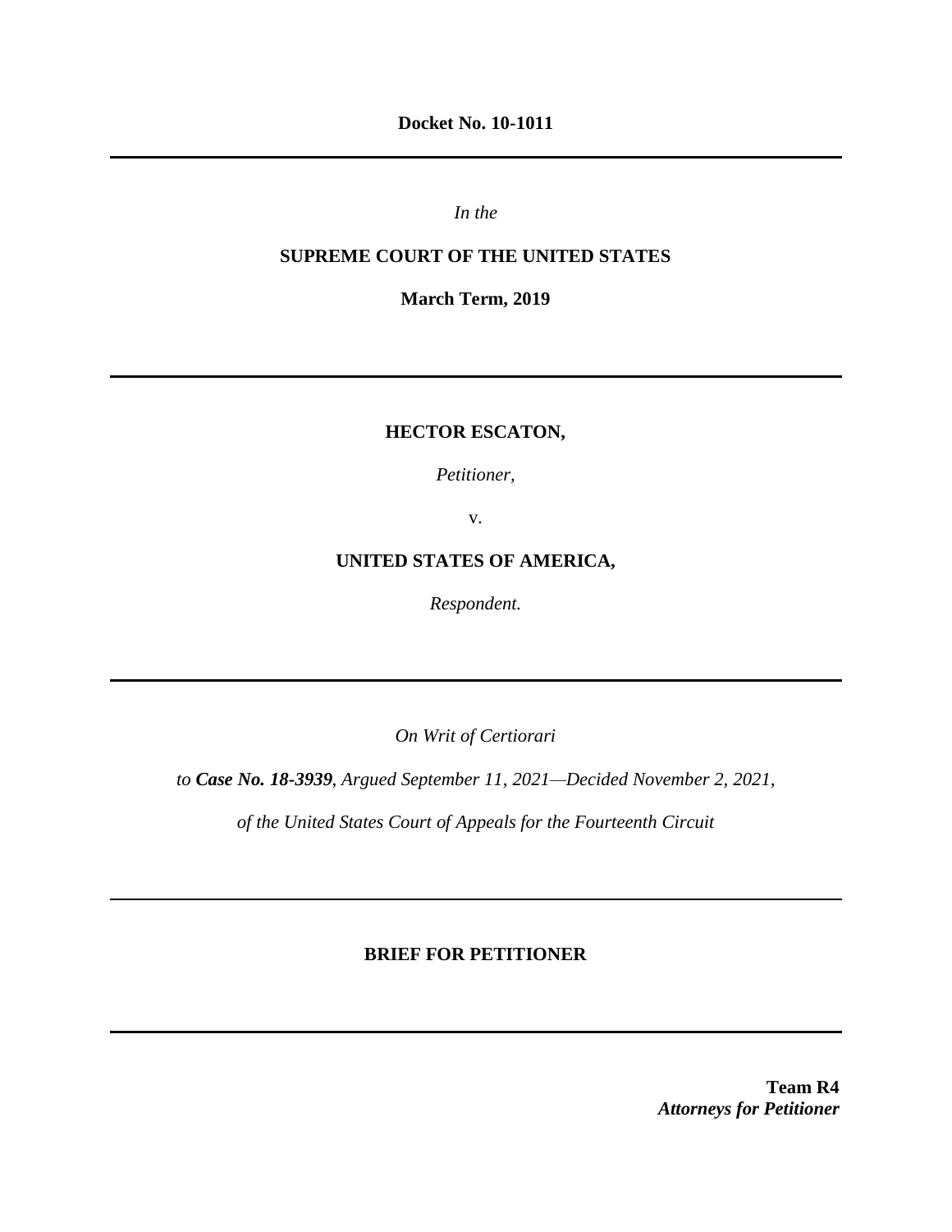**Docket No. 10-1011**

---

*In the*

**SUPREME COURT OF THE UNITED STATES**

**March Term, 2019**

---

**HECTOR ESCATON,**

*Petitioner,*

v.

**UNITED STATES OF AMERICA,**

*Respondent.*

---

*On Writ of Certiorari*

*to* ***Case No. 18-3939****, Argued September 11, 2021—Decided November 2, 2021,*

*of the United States Court of Appeals for the Fourteenth Circuit*

---

**BRIEF FOR PETITIONER**

---

**Team R4**
***Attorneys for Petitioner***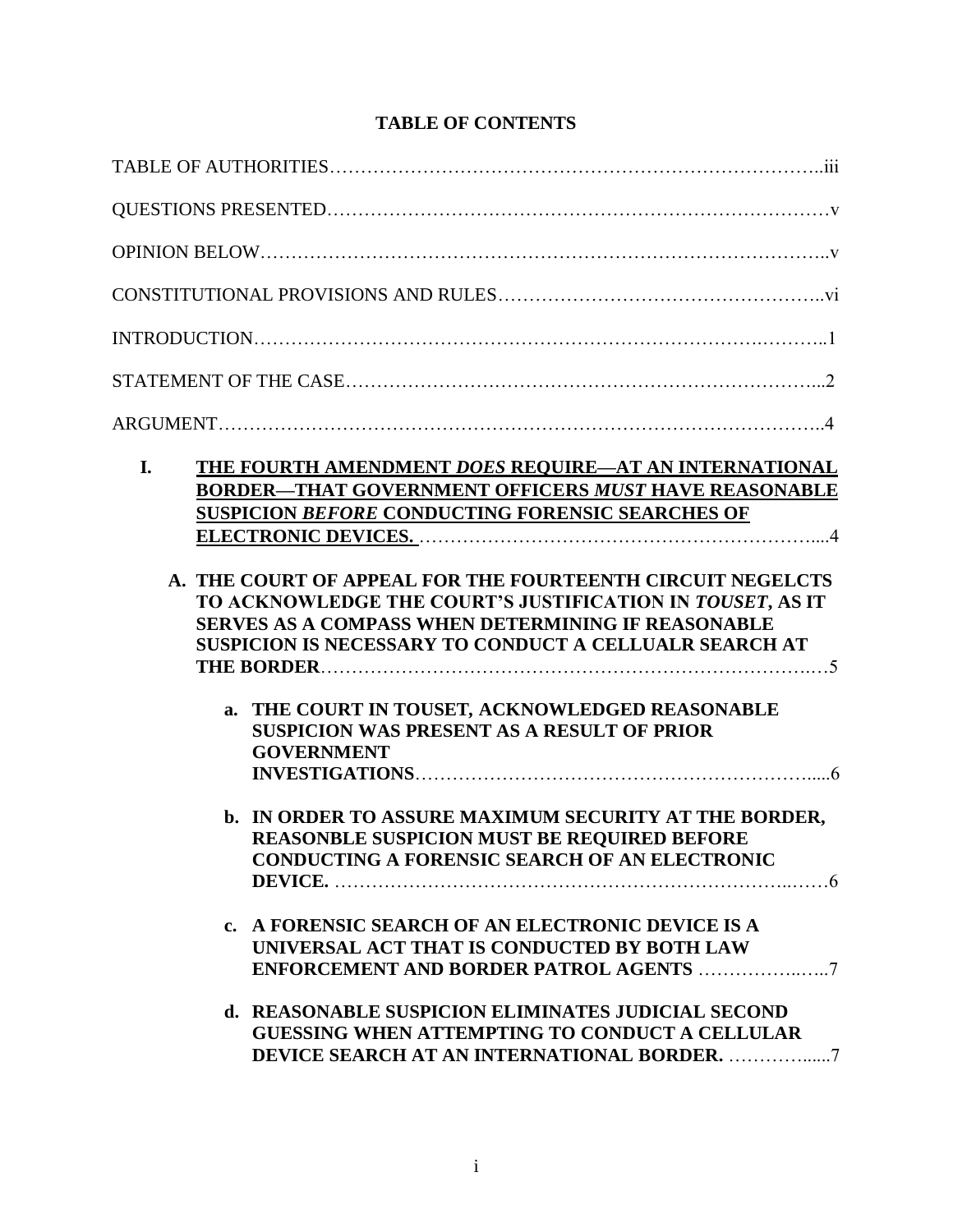# TABLE OF CONTENTS

TABLE OF AUTHORITIES……………………………………………………………………..iii

QUESTIONS PRESENTED……………………………………………………………………v

OPINION BELOW……………………………………………………………………………..v

CONSTITUTIONAL PROVISIONS AND RULES……………………………………………..vi

INTRODUCTION……………………………………………………………………………..1

STATEMENT OF THE CASE………………………………………………………………...2

ARGUMENT…………………………………………………………………………………..4

**I. THE FOURTH AMENDMENT *DOES* REQUIRE—AT AN INTERNATIONAL BORDER—THAT GOVERNMENT OFFICERS *MUST* HAVE REASONABLE SUSPICION *BEFORE* CONDUCTING FORENSIC SEARCHES OF ELECTRONIC DEVICES.** ……………………………………………………….....4

**A. THE COURT OF APPEAL FOR THE FOURTEENTH CIRCUIT NEGELCTS TO ACKNOWLEDGE THE COURT'S JUSTIFICATION IN *TOUSET*, AS IT SERVES AS A COMPASS WHEN DETERMINING IF REASONABLE SUSPICION IS NECESSARY TO CONDUCT A CELLUALR SEARCH AT THE BORDER**……………………………………………………………………5

**a. THE COURT IN TOUSET, ACKNOWLEDGED REASONABLE SUSPICION WAS PRESENT AS A RESULT OF PRIOR GOVERNMENT INVESTIGATIONS**……………………………………………………….....6

**b. IN ORDER TO ASSURE MAXIMUM SECURITY AT THE BORDER, REASONBLE SUSPICION MUST BE REQUIRED BEFORE CONDUCTING A FORENSIC SEARCH OF AN ELECTRONIC DEVICE.** ………………………………………………………………..……6

**c. A FORENSIC SEARCH OF AN ELECTRONIC DEVICE IS A UNIVERSAL ACT THAT IS CONDUCTED BY BOTH LAW ENFORCEMENT AND BORDER PATROL AGENTS** ……………..…..7

**d. REASONABLE SUSPICION ELIMINATES JUDICIAL SECOND GUESSING WHEN ATTEMPTING TO CONDUCT A CELLULAR DEVICE SEARCH AT AN INTERNATIONAL BORDER.** …………......7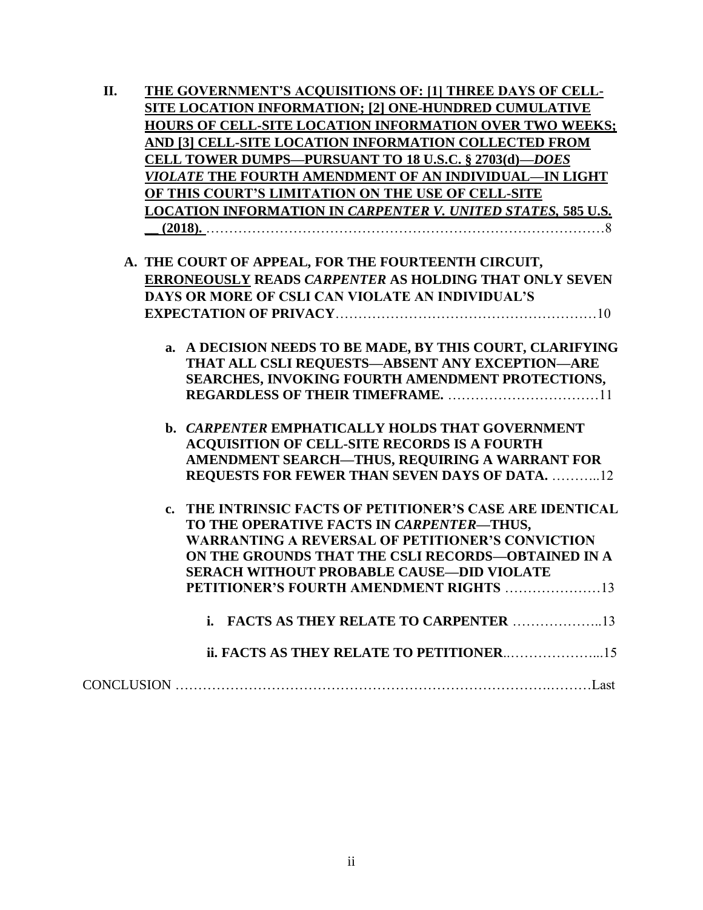**II. <u>THE GOVERNMENT'S ACQUISITIONS OF: [1] THREE DAYS OF CELL-SITE LOCATION INFORMATION; [2] ONE-HUNDRED CUMULATIVE HOURS OF CELL-SITE LOCATION INFORMATION OVER TWO WEEKS; AND [3] CELL-SITE LOCATION INFORMATION COLLECTED FROM CELL TOWER DUMPS—PURSUANT TO 18 U.S.C. § 2703(d)—*DOES VIOLATE* THE FOURTH AMENDMENT OF AN INDIVIDUAL—IN LIGHT OF THIS COURT'S LIMITATION ON THE USE OF CELL-SITE LOCATION INFORMATION IN *CARPENTER V. UNITED STATES*, 585 U.S. __ (2018).</u>** ……………………………………………………………………………8

**A. THE COURT OF APPEAL, FOR THE FOURTEENTH CIRCUIT, <u>ERRONEOUSLY</u> READS *CARPENTER* AS HOLDING THAT ONLY SEVEN DAYS OR MORE OF CSLI CAN VIOLATE AN INDIVIDUAL'S EXPECTATION OF PRIVACY**…………………………………………………10

**a. A DECISION NEEDS TO BE MADE, BY THIS COURT, CLARIFYING THAT ALL CSLI REQUESTS—ABSENT ANY EXCEPTION—ARE SEARCHES, INVOKING FOURTH AMENDMENT PROTECTIONS, REGARDLESS OF THEIR TIMEFRAME.** ……………………………11

**b. *CARPENTER* EMPHATICALLY HOLDS THAT GOVERNMENT ACQUISITION OF CELL-SITE RECORDS IS A FOURTH AMENDMENT SEARCH—THUS, REQUIRING A WARRANT FOR REQUESTS FOR FEWER THAN SEVEN DAYS OF DATA.** ………..12

**c. THE INTRINSIC FACTS OF PETITIONER'S CASE ARE IDENTICAL TO THE OPERATIVE FACTS IN *CARPENTER*—THUS, WARRANTING A REVERSAL OF PETITIONER'S CONVICTION ON THE GROUNDS THAT THE CSLI RECORDS—OBTAINED IN A SERACH WITHOUT PROBABLE CAUSE—DID VIOLATE PETITIONER'S FOURTH AMENDMENT RIGHTS** …………………13

**i. FACTS AS THEY RELATE TO CARPENTER** ………………..13

**ii. FACTS AS THEY RELATE TO PETITIONER**..………………...15

CONCLUSION …………………………………………………………………………Last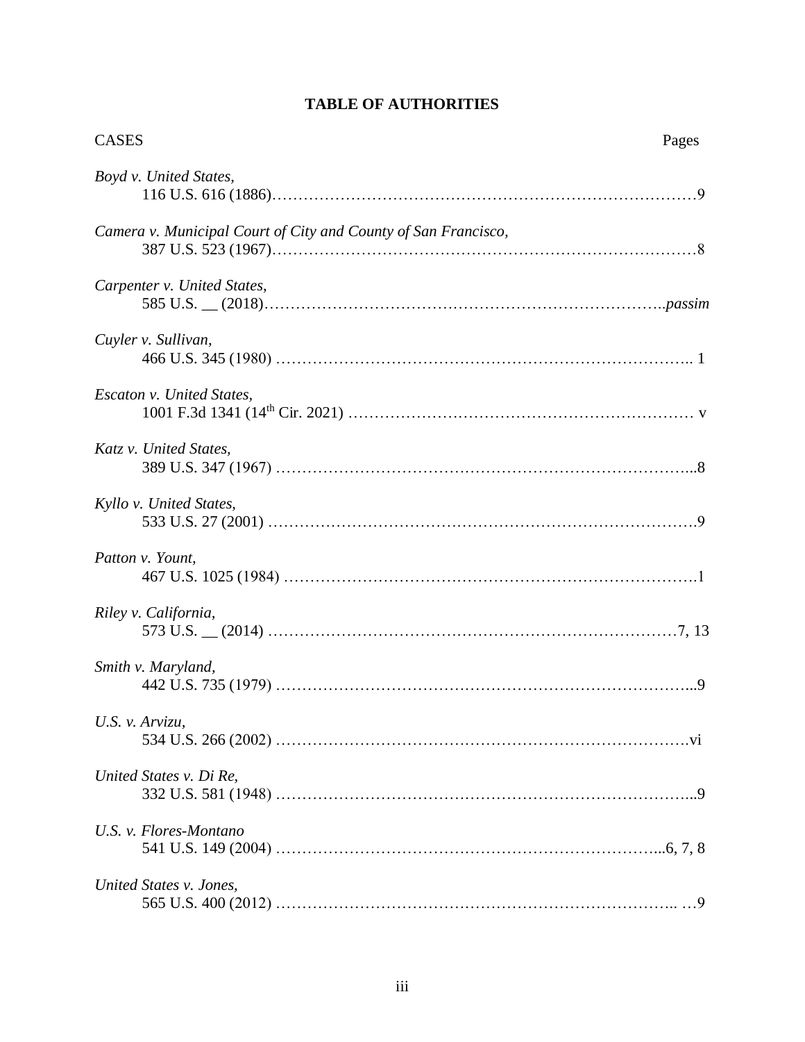# TABLE OF AUTHORITIES

CASES Pages

*Boyd v. United States,*
116 U.S. 616 (1886)……………………………………………………………………9

*Camera v. Municipal Court of City and County of San Francisco,*
387 U.S. 523 (1967)……………………………………………………………………8

*Carpenter v. United States,*
585 U.S. __ (2018)…………………………………………………………………*passim*

*Cuyler v. Sullivan,*
466 U.S. 345 (1980) ………………………………………………………………….. 1

*Escaton v. United States,*
1001 F.3d 1341 (14th Cir. 2021) ………………………………………………………… v

*Katz v. United States,*
389 U.S. 347 (1967) …………………………………………………………………...8

*Kyllo v. United States,*
533 U.S. 27 (2001) ……………………………………………………………………9

*Patton v. Yount,*
467 U.S. 1025 (1984) ………………………………………………………………….1

*Riley v. California,*
573 U.S. __ (2014) …………………………………………………………………7, 13

*Smith v. Maryland,*
442 U.S. 735 (1979) …………………………………………………………………...9

*U.S. v. Arvizu,*
534 U.S. 266 (2002) ………………………………………………………………….vi

*United States v. Di Re,*
332 U.S. 581 (1948) …………………………………………………………………...9

*U.S. v. Flores-Montano*
541 U.S. 149 (2004) ……………………………………………………………....6, 7, 8

*United States v. Jones,*
565 U.S. 400 (2012) ………………………………………………………………….. …9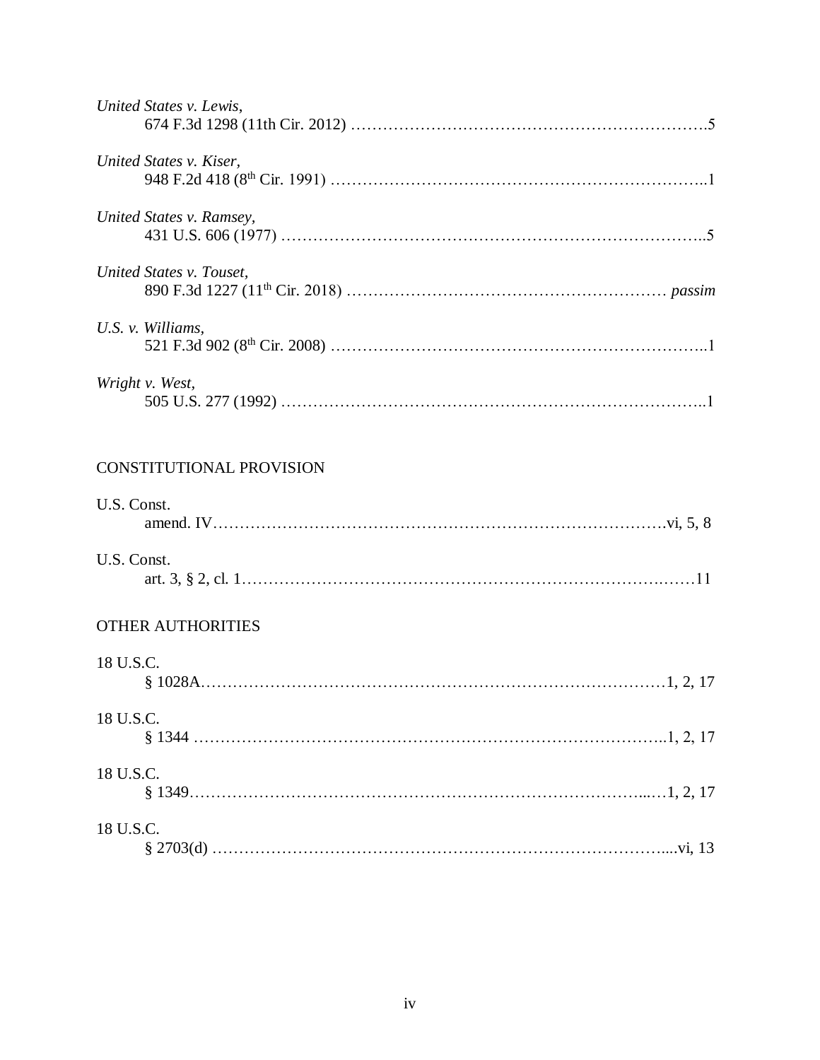*United States v. Lewis*,
674 F.3d 1298 (11th Cir. 2012) ……………….……….…………………………….5

*United States v. Kiser*,
948 F.2d 418 (8th Cir. 1991) …………………………………………………………..1

*United States v. Ramsey*,
431 U.S. 606 (1977) ………………………………………………………………….5

*United States v. Touset*,
890 F.3d 1227 (11th Cir. 2018) ………………….………………………………… *passim*

*U.S. v. Williams*,
521 F.3d 902 (8th Cir. 2008) …………………………………………………………..1

*Wright v. West*,
505 U.S. 277 (1992) …………………………………………………………………..1

CONSTITUTIONAL PROVISION

U.S. Const.
amend. IV……………………………………………………………………….vi, 5, 8

U.S. Const.
art. 3, § 2, cl. 1…………………………………………………………………..……11

OTHER AUTHORITIES

18 U.S.C.
§ 1028A…………………………………………………………………………1, 2, 17

18 U.S.C.
§ 1344 …………………………………………………………………………..1, 2, 17

18 U.S.C.
§ 1349……………………………………………………………………...…1, 2, 17

18 U.S.C.
§ 2703(d) ……………………………………………………………………....vi, 13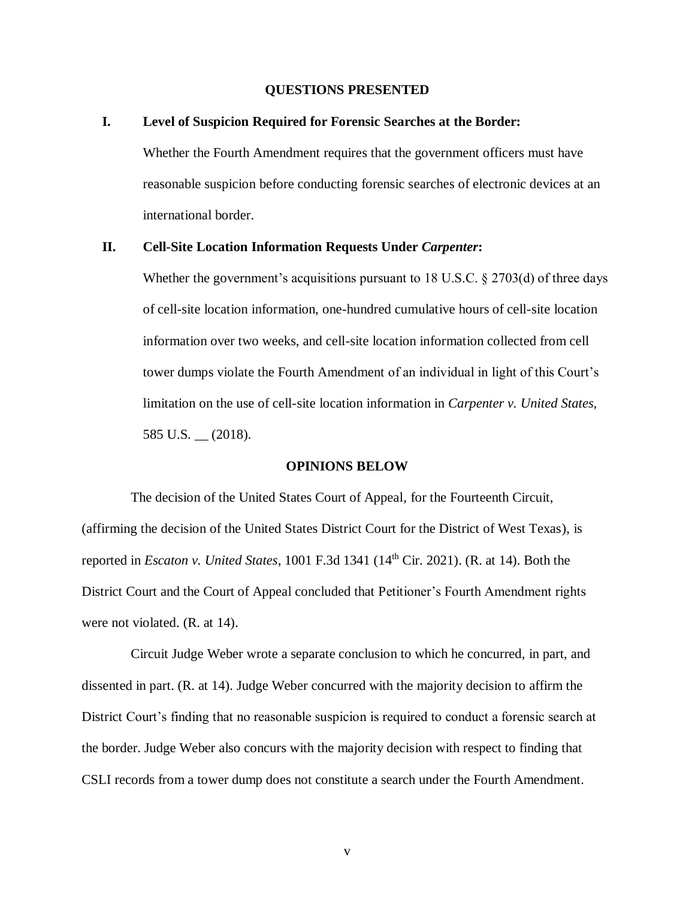## QUESTIONS PRESENTED

**I. Level of Suspicion Required for Forensic Searches at the Border:**

Whether the Fourth Amendment requires that the government officers must have reasonable suspicion before conducting forensic searches of electronic devices at an international border.

**II. Cell-Site Location Information Requests Under *Carpenter*:**

Whether the government's acquisitions pursuant to 18 U.S.C. § 2703(d) of three days of cell-site location information, one-hundred cumulative hours of cell-site location information over two weeks, and cell-site location information collected from cell tower dumps violate the Fourth Amendment of an individual in light of this Court's limitation on the use of cell-site location information in *Carpenter v. United States*, 585 U.S. __ (2018).

## OPINIONS BELOW

The decision of the United States Court of Appeal, for the Fourteenth Circuit, (affirming the decision of the United States District Court for the District of West Texas), is reported in *Escaton v. United States*, 1001 F.3d 1341 (14th Cir. 2021). (R. at 14). Both the District Court and the Court of Appeal concluded that Petitioner's Fourth Amendment rights were not violated. (R. at 14).

Circuit Judge Weber wrote a separate conclusion to which he concurred, in part, and dissented in part. (R. at 14). Judge Weber concurred with the majority decision to affirm the District Court's finding that no reasonable suspicion is required to conduct a forensic search at the border. Judge Weber also concurs with the majority decision with respect to finding that CSLI records from a tower dump does not constitute a search under the Fourth Amendment.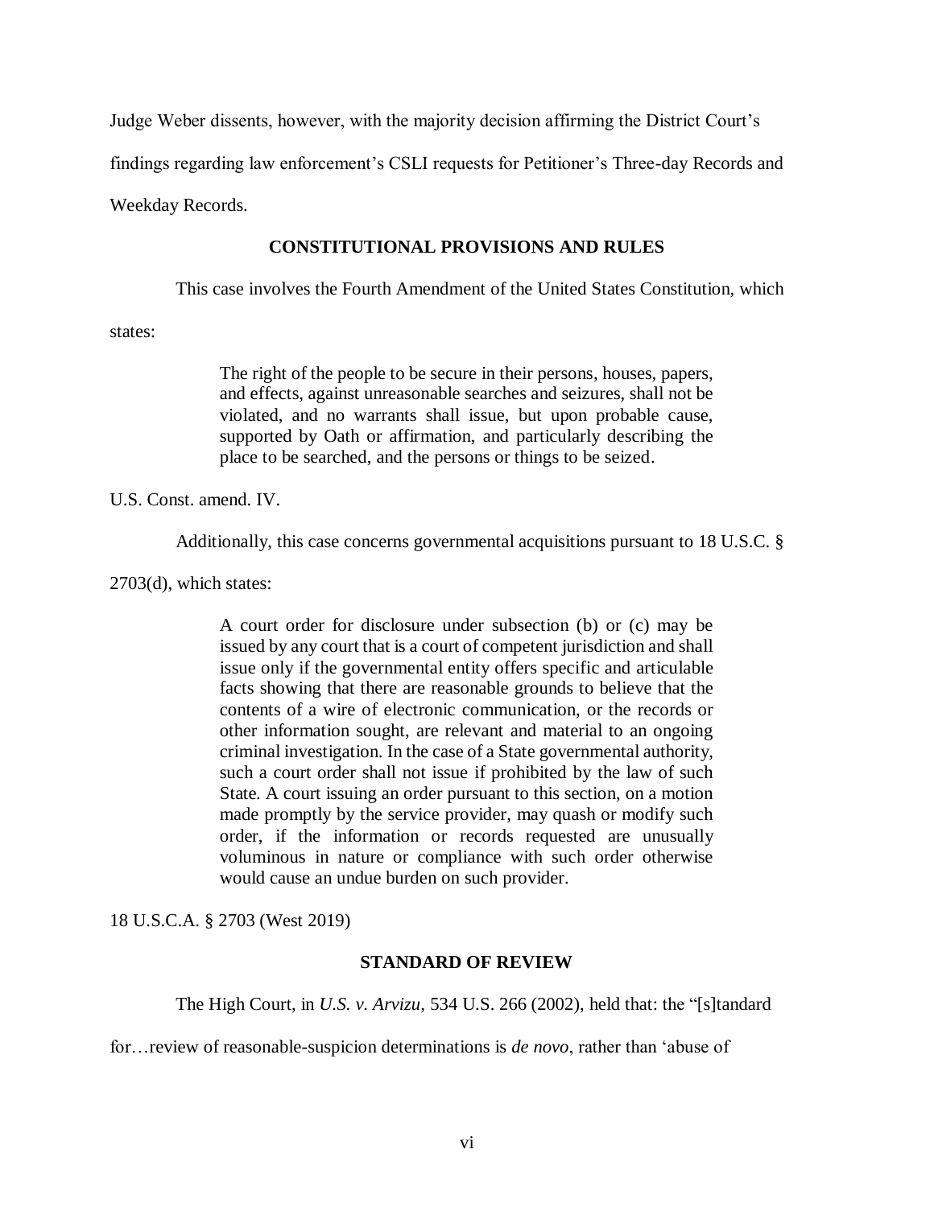Judge Weber dissents, however, with the majority decision affirming the District Court's findings regarding law enforcement's CSLI requests for Petitioner's Three-day Records and Weekday Records.

## CONSTITUTIONAL PROVISIONS AND RULES

This case involves the Fourth Amendment of the United States Constitution, which states:

> The right of the people to be secure in their persons, houses, papers, and effects, against unreasonable searches and seizures, shall not be violated, and no warrants shall issue, but upon probable cause, supported by Oath or affirmation, and particularly describing the place to be searched, and the persons or things to be seized.

U.S. Const. amend. IV.

Additionally, this case concerns governmental acquisitions pursuant to 18 U.S.C. § 2703(d), which states:

> A court order for disclosure under subsection (b) or (c) may be issued by any court that is a court of competent jurisdiction and shall issue only if the governmental entity offers specific and articulable facts showing that there are reasonable grounds to believe that the contents of a wire of electronic communication, or the records or other information sought, are relevant and material to an ongoing criminal investigation. In the case of a State governmental authority, such a court order shall not issue if prohibited by the law of such State. A court issuing an order pursuant to this section, on a motion made promptly by the service provider, may quash or modify such order, if the information or records requested are unusually voluminous in nature or compliance with such order otherwise would cause an undue burden on such provider.

18 U.S.C.A. § 2703 (West 2019)

## STANDARD OF REVIEW

The High Court, in *U.S. v. Arvizu*, 534 U.S. 266 (2002), held that: the "[s]tandard for…review of reasonable-suspicion determinations is *de novo*, rather than 'abuse of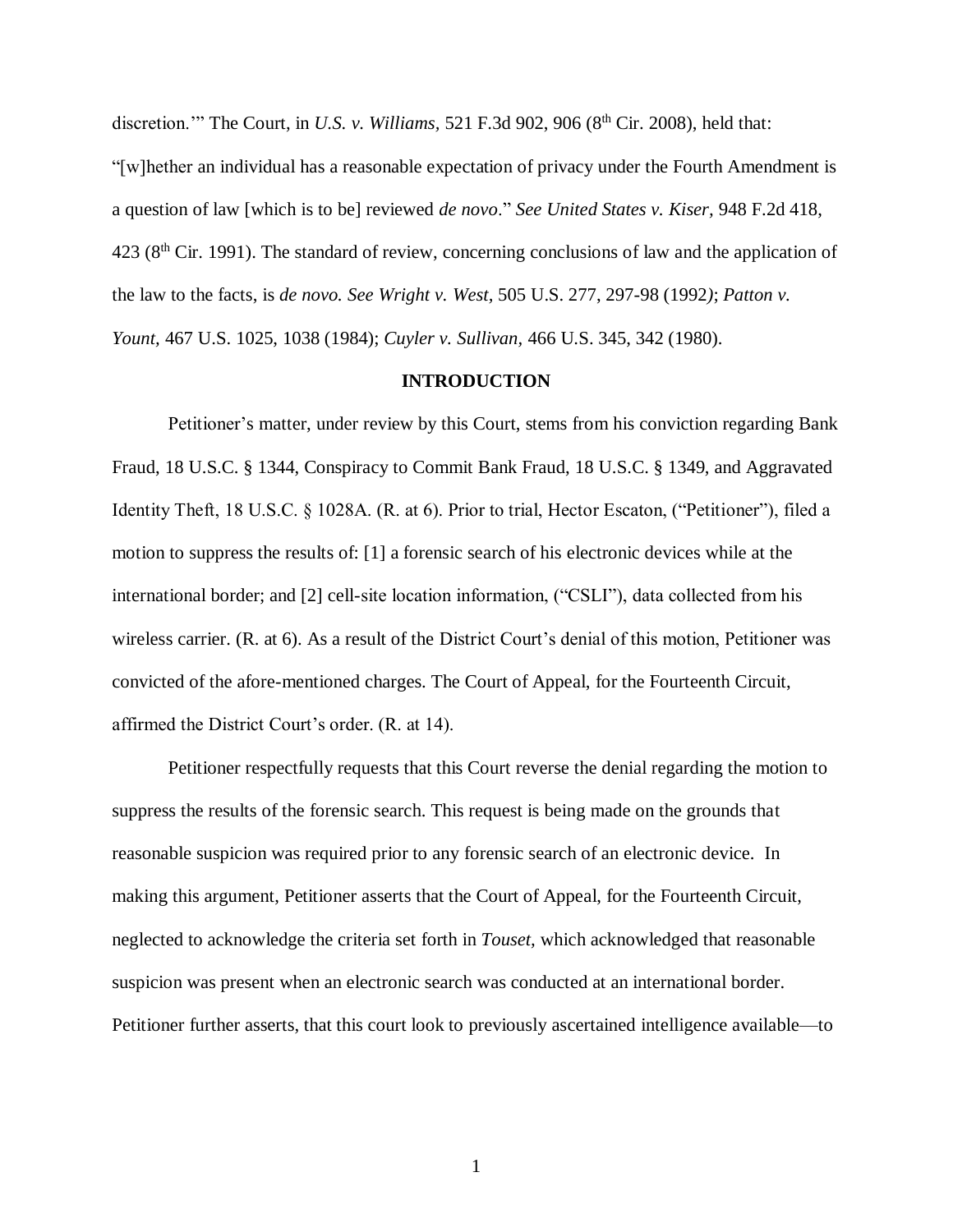discretion.'" The Court, in *U.S. v. Williams,* 521 F.3d 902, 906 (8th Cir. 2008), held that: "[w]hether an individual has a reasonable expectation of privacy under the Fourth Amendment is a question of law [which is to be] reviewed *de novo*." *See United States v. Kiser,* 948 F.2d 418, 423 (8th Cir. 1991). The standard of review, concerning conclusions of law and the application of the law to the facts, is *de novo. See Wright v. West,* 505 U.S. 277, 297-98 (1992); *Patton v. Yount,* 467 U.S. 1025, 1038 (1984); *Cuyler v. Sullivan,* 466 U.S. 345, 342 (1980).

## INTRODUCTION

Petitioner's matter, under review by this Court, stems from his conviction regarding Bank Fraud, 18 U.S.C. § 1344, Conspiracy to Commit Bank Fraud, 18 U.S.C. § 1349, and Aggravated Identity Theft, 18 U.S.C. § 1028A. (R. at 6). Prior to trial, Hector Escaton, ("Petitioner"), filed a motion to suppress the results of: [1] a forensic search of his electronic devices while at the international border; and [2] cell-site location information, ("CSLI"), data collected from his wireless carrier. (R. at 6). As a result of the District Court's denial of this motion, Petitioner was convicted of the afore-mentioned charges. The Court of Appeal, for the Fourteenth Circuit, affirmed the District Court's order. (R. at 14).

Petitioner respectfully requests that this Court reverse the denial regarding the motion to suppress the results of the forensic search. This request is being made on the grounds that reasonable suspicion was required prior to any forensic search of an electronic device. In making this argument, Petitioner asserts that the Court of Appeal, for the Fourteenth Circuit, neglected to acknowledge the criteria set forth in *Touset*, which acknowledged that reasonable suspicion was present when an electronic search was conducted at an international border. Petitioner further asserts, that this court look to previously ascertained intelligence available—to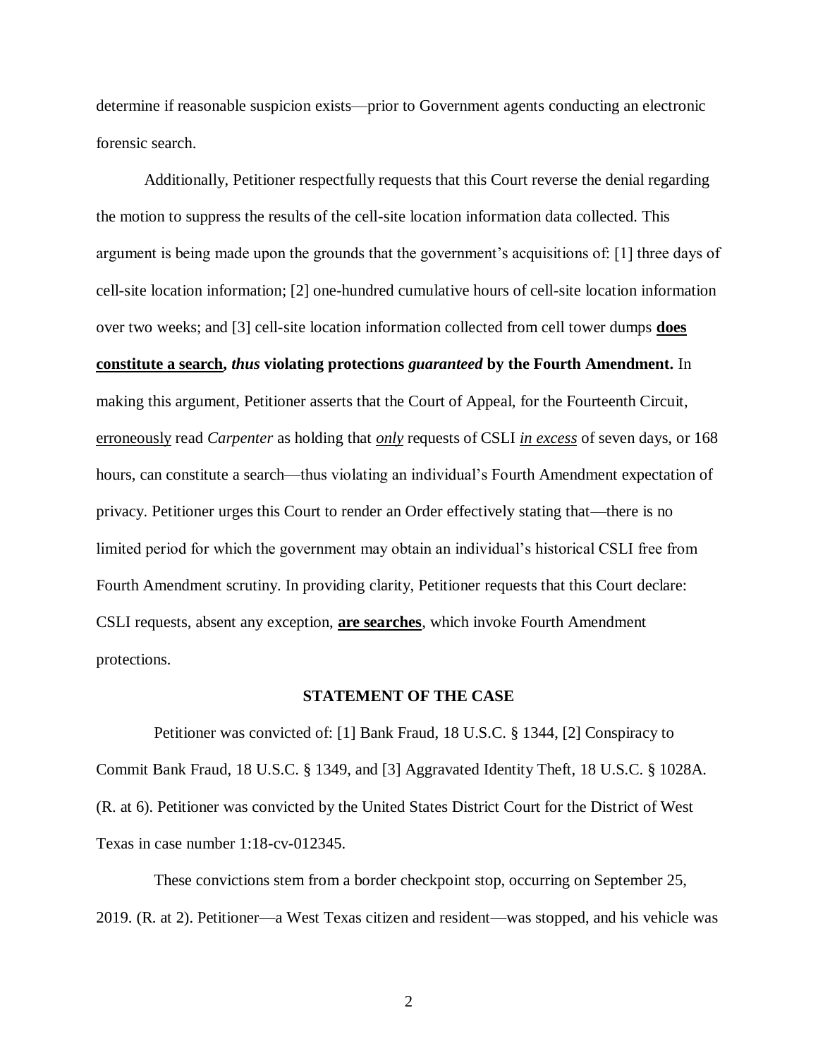determine if reasonable suspicion exists—prior to Government agents conducting an electronic forensic search.

Additionally, Petitioner respectfully requests that this Court reverse the denial regarding the motion to suppress the results of the cell-site location information data collected. This argument is being made upon the grounds that the government's acquisitions of: [1] three days of cell-site location information; [2] one-hundred cumulative hours of cell-site location information over two weeks; and [3] cell-site location information collected from cell tower dumps <u>**does constitute a search**</u>**,** ***thus*** **violating protections** ***guaranteed*** **by the Fourth Amendment.** In making this argument, Petitioner asserts that the Court of Appeal, for the Fourteenth Circuit, <u>erroneously</u> read *Carpenter* as holding that <u>*only*</u> requests of CSLI <u>*in excess*</u> of seven days, or 168 hours, can constitute a search—thus violating an individual's Fourth Amendment expectation of privacy. Petitioner urges this Court to render an Order effectively stating that—there is no limited period for which the government may obtain an individual's historical CSLI free from Fourth Amendment scrutiny. In providing clarity, Petitioner requests that this Court declare: CSLI requests, absent any exception, <u>**are searches**</u>, which invoke Fourth Amendment protections.

## STATEMENT OF THE CASE

Petitioner was convicted of: [1] Bank Fraud, 18 U.S.C. § 1344, [2] Conspiracy to Commit Bank Fraud, 18 U.S.C. § 1349, and [3] Aggravated Identity Theft, 18 U.S.C. § 1028A. (R. at 6). Petitioner was convicted by the United States District Court for the District of West Texas in case number 1:18-cv-012345.

These convictions stem from a border checkpoint stop, occurring on September 25, 2019. (R. at 2). Petitioner—a West Texas citizen and resident—was stopped, and his vehicle was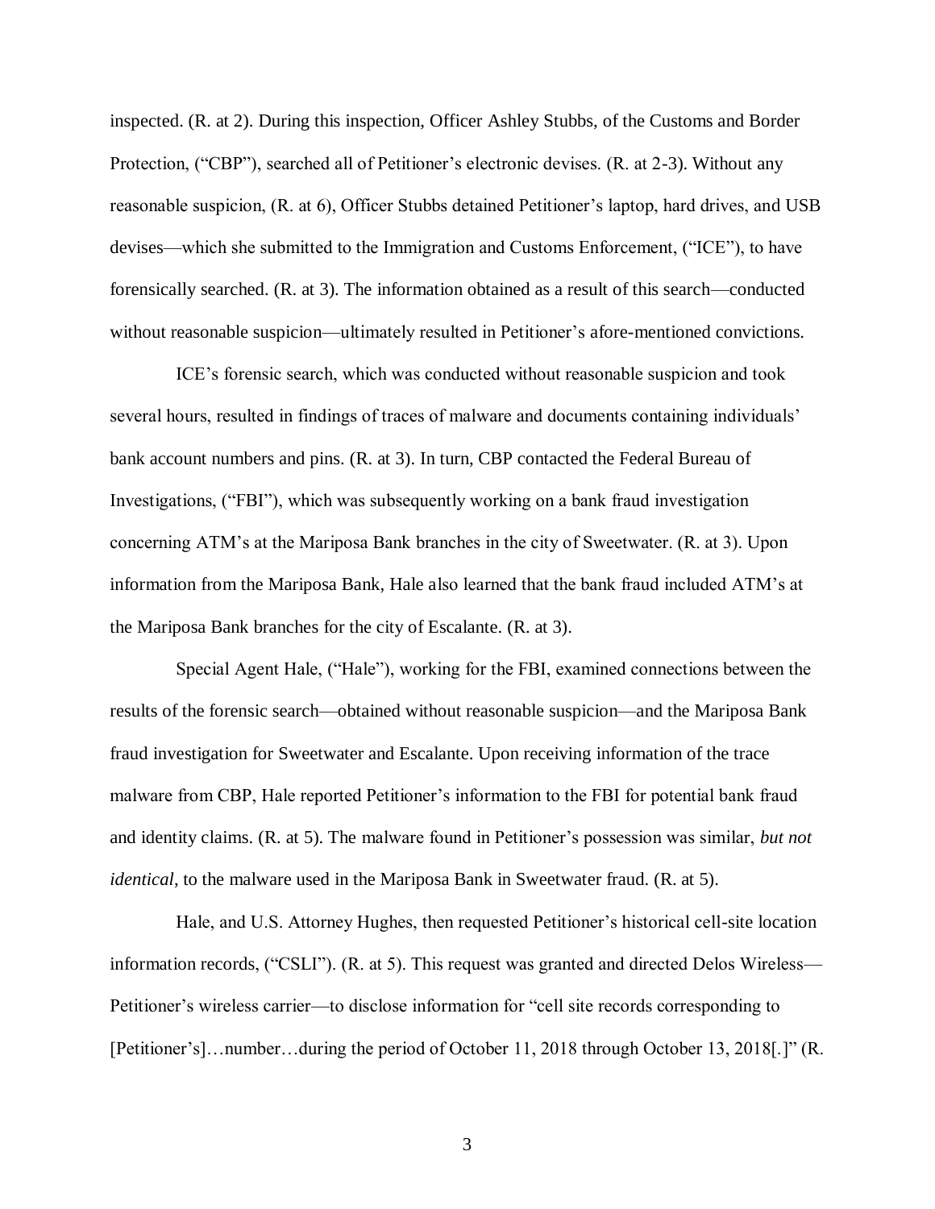inspected. (R. at 2). During this inspection, Officer Ashley Stubbs, of the Customs and Border Protection, ("CBP"), searched all of Petitioner's electronic devises. (R. at 2-3). Without any reasonable suspicion, (R. at 6), Officer Stubbs detained Petitioner's laptop, hard drives, and USB devises—which she submitted to the Immigration and Customs Enforcement, ("ICE"), to have forensically searched. (R. at 3). The information obtained as a result of this search—conducted without reasonable suspicion—ultimately resulted in Petitioner's afore-mentioned convictions.

ICE's forensic search, which was conducted without reasonable suspicion and took several hours, resulted in findings of traces of malware and documents containing individuals' bank account numbers and pins. (R. at 3). In turn, CBP contacted the Federal Bureau of Investigations, ("FBI"), which was subsequently working on a bank fraud investigation concerning ATM's at the Mariposa Bank branches in the city of Sweetwater. (R. at 3). Upon information from the Mariposa Bank, Hale also learned that the bank fraud included ATM's at the Mariposa Bank branches for the city of Escalante. (R. at 3).

Special Agent Hale, ("Hale"), working for the FBI, examined connections between the results of the forensic search—obtained without reasonable suspicion—and the Mariposa Bank fraud investigation for Sweetwater and Escalante. Upon receiving information of the trace malware from CBP, Hale reported Petitioner's information to the FBI for potential bank fraud and identity claims. (R. at 5). The malware found in Petitioner's possession was similar, *but not identical*, to the malware used in the Mariposa Bank in Sweetwater fraud. (R. at 5).

Hale, and U.S. Attorney Hughes, then requested Petitioner's historical cell-site location information records, ("CSLI"). (R. at 5). This request was granted and directed Delos Wireless—Petitioner's wireless carrier—to disclose information for "cell site records corresponding to [Petitioner's]…number…during the period of October 11, 2018 through October 13, 2018[.]" (R.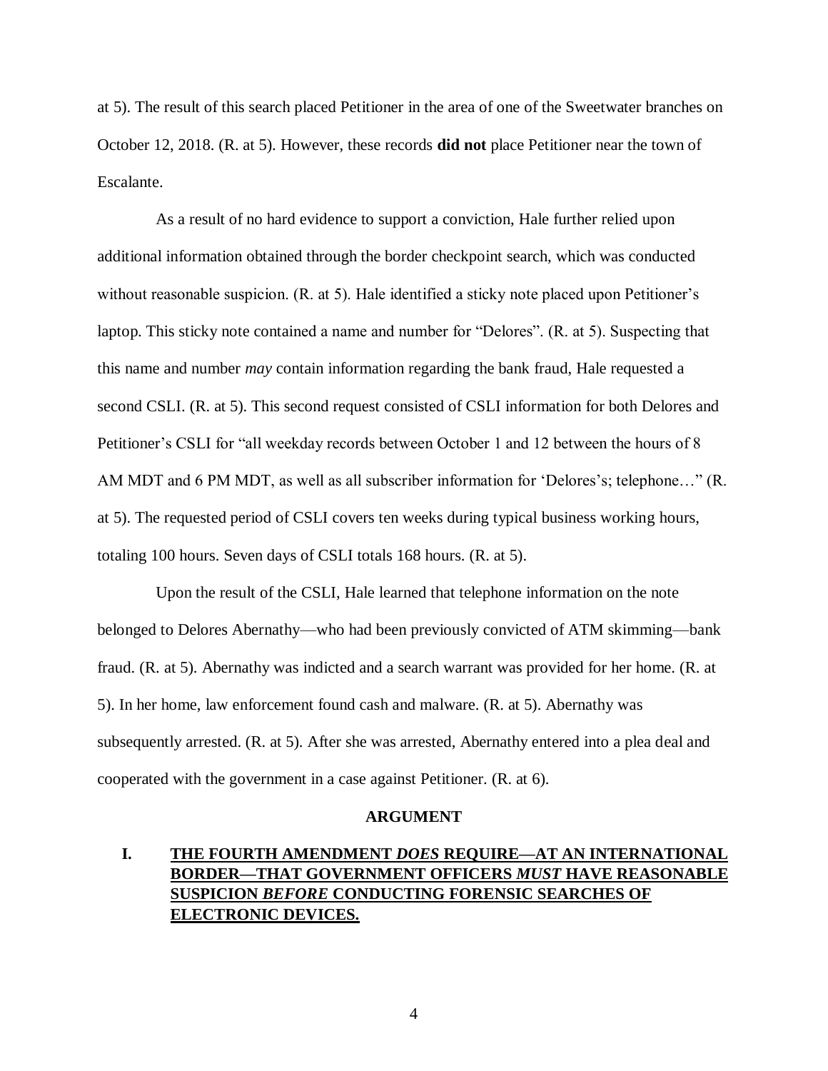at 5). The result of this search placed Petitioner in the area of one of the Sweetwater branches on October 12, 2018. (R. at 5). However, these records **did not** place Petitioner near the town of Escalante.

As a result of no hard evidence to support a conviction, Hale further relied upon additional information obtained through the border checkpoint search, which was conducted without reasonable suspicion. (R. at 5). Hale identified a sticky note placed upon Petitioner's laptop. This sticky note contained a name and number for "Delores". (R. at 5). Suspecting that this name and number *may* contain information regarding the bank fraud, Hale requested a second CSLI. (R. at 5). This second request consisted of CSLI information for both Delores and Petitioner's CSLI for "all weekday records between October 1 and 12 between the hours of 8 AM MDT and 6 PM MDT, as well as all subscriber information for 'Delores's; telephone…" (R. at 5). The requested period of CSLI covers ten weeks during typical business working hours, totaling 100 hours. Seven days of CSLI totals 168 hours. (R. at 5).

Upon the result of the CSLI, Hale learned that telephone information on the note belonged to Delores Abernathy—who had been previously convicted of ATM skimming—bank fraud. (R. at 5). Abernathy was indicted and a search warrant was provided for her home. (R. at 5). In her home, law enforcement found cash and malware. (R. at 5). Abernathy was subsequently arrested. (R. at 5). After she was arrested, Abernathy entered into a plea deal and cooperated with the government in a case against Petitioner. (R. at 6).

## ARGUMENT

### I. <u>THE FOURTH AMENDMENT *DOES* REQUIRE—AT AN INTERNATIONAL BORDER—THAT GOVERNMENT OFFICERS *MUST* HAVE REASONABLE SUSPICION *BEFORE* CONDUCTING FORENSIC SEARCHES OF ELECTRONIC DEVICES.</u>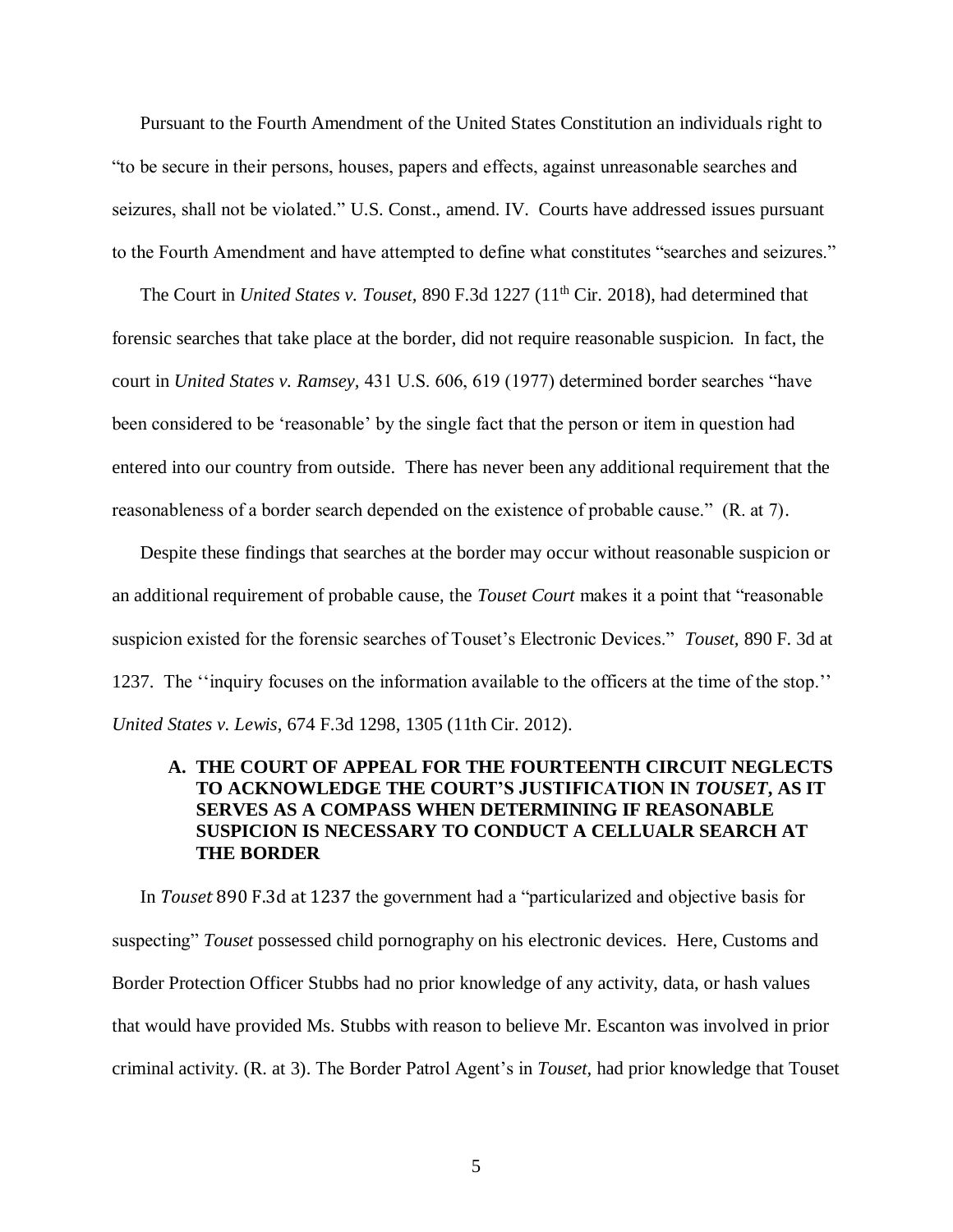Pursuant to the Fourth Amendment of the United States Constitution an individuals right to "to be secure in their persons, houses, papers and effects, against unreasonable searches and seizures, shall not be violated." U.S. Const., amend. IV. Courts have addressed issues pursuant to the Fourth Amendment and have attempted to define what constitutes "searches and seizures."

The Court in *United States v. Touset,* 890 F.3d 1227 (11[th] Cir. 2018), had determined that forensic searches that take place at the border, did not require reasonable suspicion. In fact, the court in *United States v. Ramsey,* 431 U.S. 606, 619 (1977) determined border searches "have been considered to be 'reasonable' by the single fact that the person or item in question had entered into our country from outside. There has never been any additional requirement that the reasonableness of a border search depended on the existence of probable cause." (R. at 7).

Despite these findings that searches at the border may occur without reasonable suspicion or an additional requirement of probable cause, the *Touset Court* makes it a point that "reasonable suspicion existed for the forensic searches of Touset's Electronic Devices." *Touset,* 890 F. 3d at 1237. The ''inquiry focuses on the information available to the officers at the time of the stop.'' *United States v. Lewis*, 674 F.3d 1298, 1305 (11th Cir. 2012).

### A. THE COURT OF APPEAL FOR THE FOURTEENTH CIRCUIT NEGLECTS TO ACKNOWLEDGE THE COURT'S JUSTIFICATION IN *TOUSET***,** AS IT SERVES AS A COMPASS WHEN DETERMINING IF REASONABLE SUSPICION IS NECESSARY TO CONDUCT A CELLUALR SEARCH AT THE BORDER

In *Touset* 890 F.3d at 1237 the government had a "particularized and objective basis for suspecting" *Touset* possessed child pornography on his electronic devices. Here, Customs and Border Protection Officer Stubbs had no prior knowledge of any activity, data, or hash values that would have provided Ms. Stubbs with reason to believe Mr. Escanton was involved in prior criminal activity. (R. at 3). The Border Patrol Agent's in *Touset,* had prior knowledge that Touset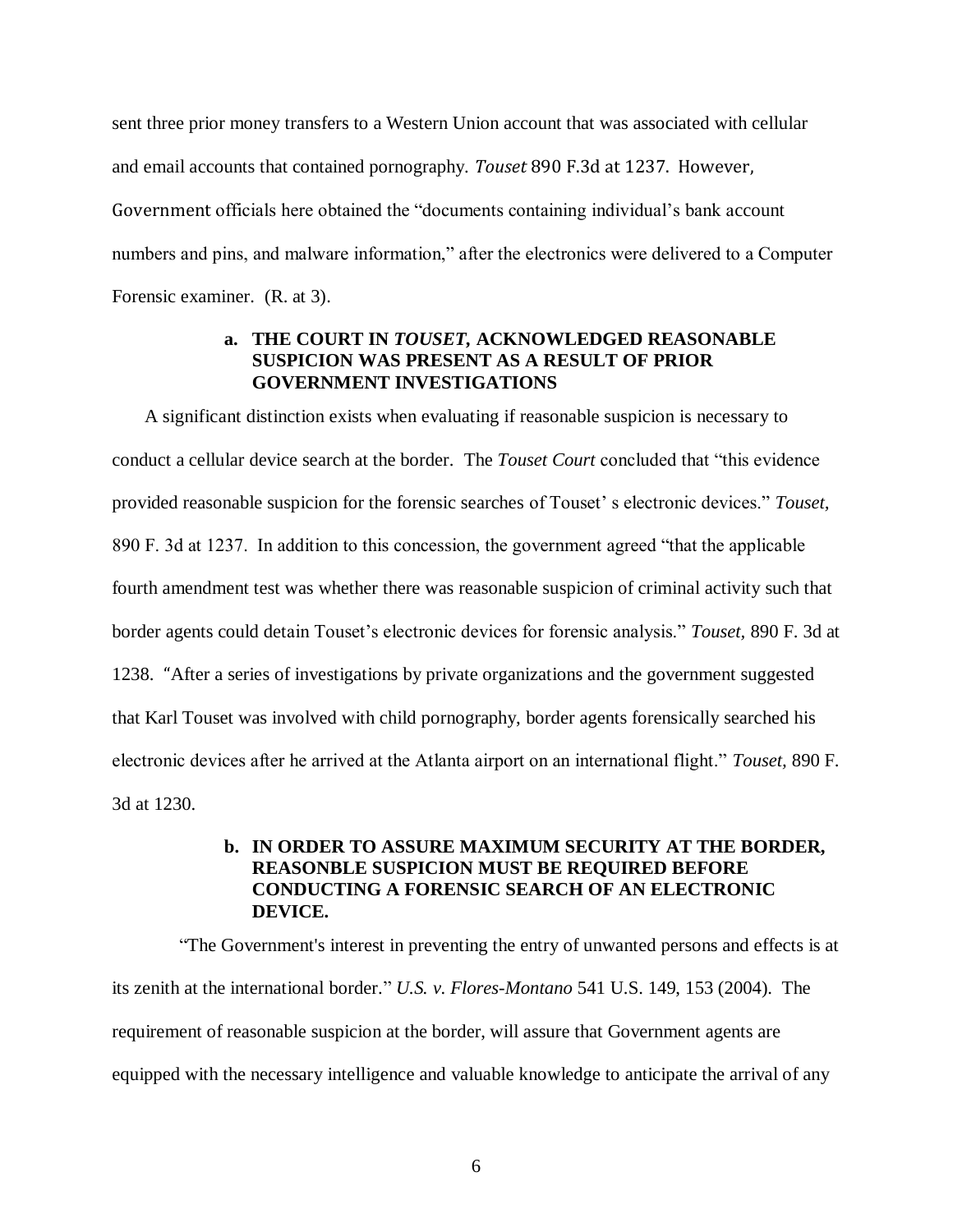sent three prior money transfers to a Western Union account that was associated with cellular and email accounts that contained pornography. *Touset* 890 F.3d at 1237. However, Government officials here obtained the "documents containing individual's bank account numbers and pins, and malware information," after the electronics were delivered to a Computer Forensic examiner. (R. at 3).

#### a. THE COURT IN *TOUSET*, ACKNOWLEDGED REASONABLE SUSPICION WAS PRESENT AS A RESULT OF PRIOR GOVERNMENT INVESTIGATIONS

A significant distinction exists when evaluating if reasonable suspicion is necessary to conduct a cellular device search at the border. The *Touset Court* concluded that "this evidence provided reasonable suspicion for the forensic searches of Touset' s electronic devices." *Touset,* 890 F. 3d at 1237. In addition to this concession, the government agreed "that the applicable fourth amendment test was whether there was reasonable suspicion of criminal activity such that border agents could detain Touset's electronic devices for forensic analysis." *Touset,* 890 F. 3d at 1238. "After a series of investigations by private organizations and the government suggested that Karl Touset was involved with child pornography, border agents forensically searched his electronic devices after he arrived at the Atlanta airport on an international flight." *Touset,* 890 F. 3d at 1230.

#### b. IN ORDER TO ASSURE MAXIMUM SECURITY AT THE BORDER, REASONBLE SUSPICION MUST BE REQUIRED BEFORE CONDUCTING A FORENSIC SEARCH OF AN ELECTRONIC DEVICE.

"The Government's interest in preventing the entry of unwanted persons and effects is at its zenith at the international border." *U.S. v. Flores-Montano* 541 U.S. 149, 153 (2004). The requirement of reasonable suspicion at the border, will assure that Government agents are equipped with the necessary intelligence and valuable knowledge to anticipate the arrival of any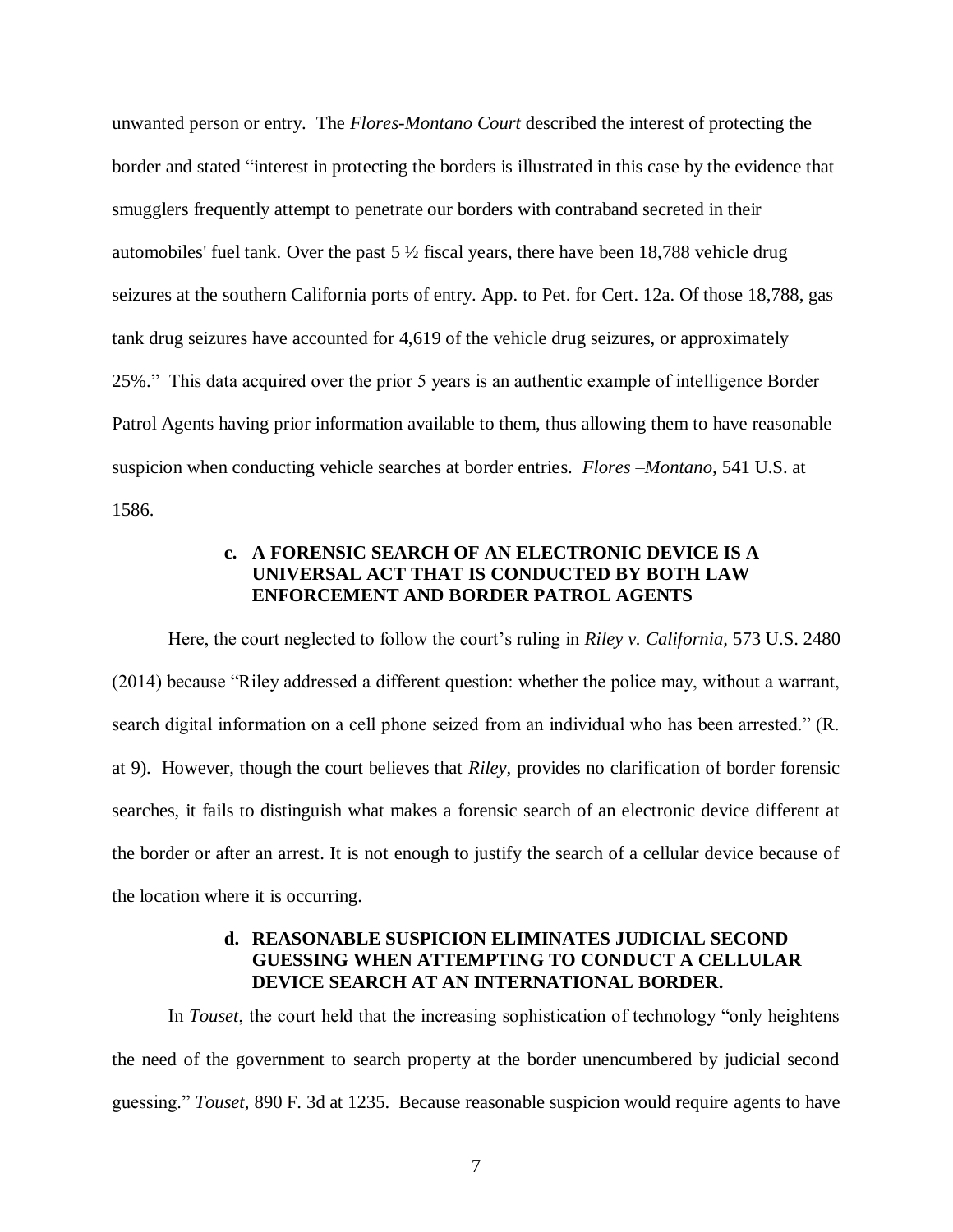unwanted person or entry. The *Flores-Montano Court* described the interest of protecting the border and stated "interest in protecting the borders is illustrated in this case by the evidence that smugglers frequently attempt to penetrate our borders with contraband secreted in their automobiles' fuel tank. Over the past 5 ½ fiscal years, there have been 18,788 vehicle drug seizures at the southern California ports of entry. App. to Pet. for Cert. 12a. Of those 18,788, gas tank drug seizures have accounted for 4,619 of the vehicle drug seizures, or approximately 25%." This data acquired over the prior 5 years is an authentic example of intelligence Border Patrol Agents having prior information available to them, thus allowing them to have reasonable suspicion when conducting vehicle searches at border entries. *Flores –Montano,* 541 U.S. at 1586.

**c. A FORENSIC SEARCH OF AN ELECTRONIC DEVICE IS A UNIVERSAL ACT THAT IS CONDUCTED BY BOTH LAW ENFORCEMENT AND BORDER PATROL AGENTS**

Here, the court neglected to follow the court's ruling in *Riley v. California,* 573 U.S. 2480 (2014) because "Riley addressed a different question: whether the police may, without a warrant, search digital information on a cell phone seized from an individual who has been arrested." (R. at 9). However, though the court believes that *Riley*, provides no clarification of border forensic searches, it fails to distinguish what makes a forensic search of an electronic device different at the border or after an arrest. It is not enough to justify the search of a cellular device because of the location where it is occurring.

**d. REASONABLE SUSPICION ELIMINATES JUDICIAL SECOND GUESSING WHEN ATTEMPTING TO CONDUCT A CELLULAR DEVICE SEARCH AT AN INTERNATIONAL BORDER.**

In *Touset*, the court held that the increasing sophistication of technology "only heightens the need of the government to search property at the border unencumbered by judicial second guessing." *Touset,* 890 F. 3d at 1235. Because reasonable suspicion would require agents to have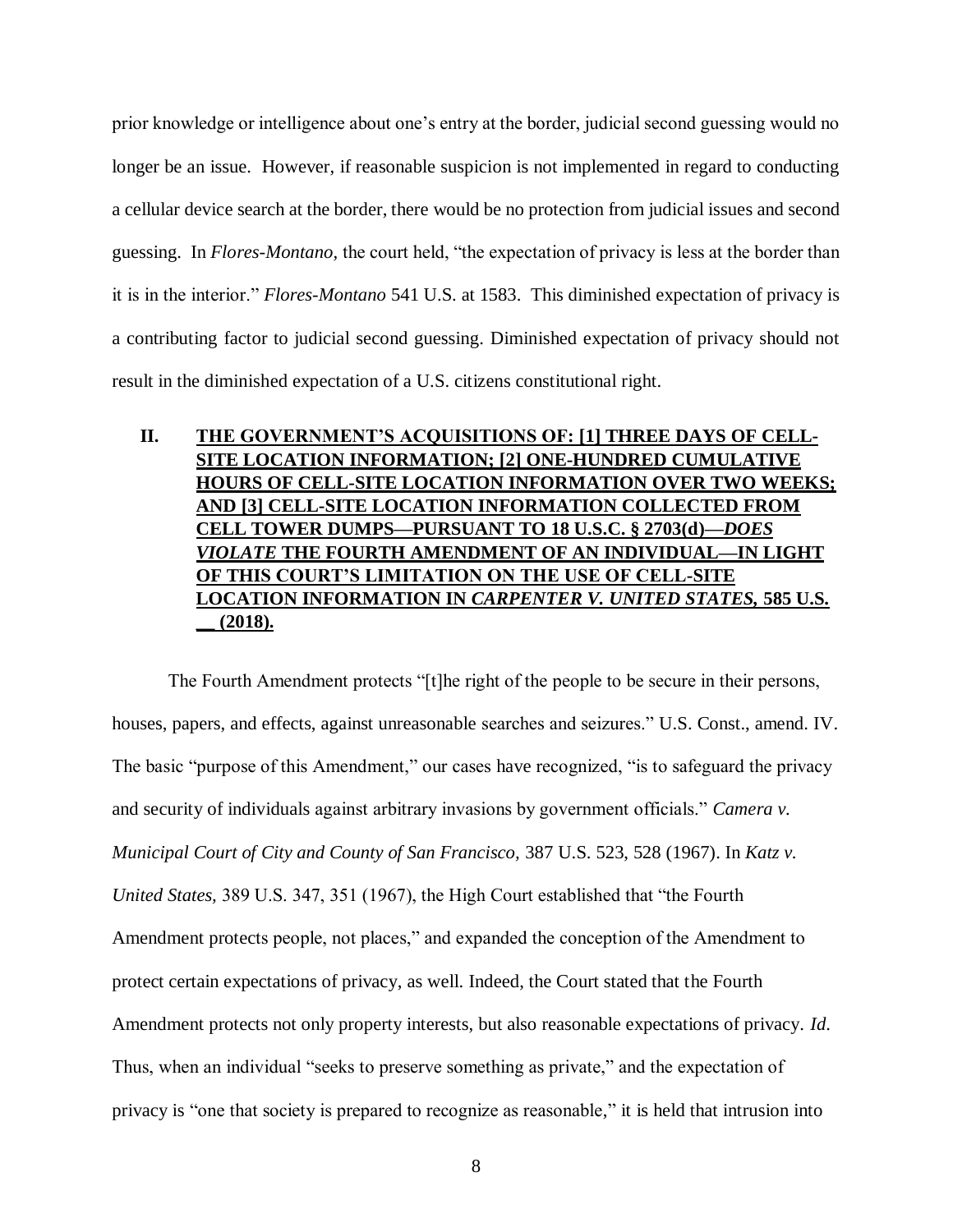prior knowledge or intelligence about one's entry at the border, judicial second guessing would no longer be an issue. However, if reasonable suspicion is not implemented in regard to conducting a cellular device search at the border, there would be no protection from judicial issues and second guessing. In *Flores-Montano,* the court held, "the expectation of privacy is less at the border than it is in the interior." *Flores-Montano* 541 U.S. at 1583. This diminished expectation of privacy is a contributing factor to judicial second guessing. Diminished expectation of privacy should not result in the diminished expectation of a U.S. citizens constitutional right.

## II. <u>THE GOVERNMENT'S ACQUISITIONS OF: [1] THREE DAYS OF CELL-SITE LOCATION INFORMATION; [2] ONE-HUNDRED CUMULATIVE HOURS OF CELL-SITE LOCATION INFORMATION OVER TWO WEEKS; AND [3] CELL-SITE LOCATION INFORMATION COLLECTED FROM CELL TOWER DUMPS—PURSUANT TO 18 U.S.C. § 2703(d)—*DOES VIOLATE* THE FOURTH AMENDMENT OF AN INDIVIDUAL—IN LIGHT OF THIS COURT'S LIMITATION ON THE USE OF CELL-SITE LOCATION INFORMATION IN *CARPENTER V. UNITED STATES,* 585 U.S. __ (2018).</u>

The Fourth Amendment protects "[t]he right of the people to be secure in their persons, houses, papers, and effects, against unreasonable searches and seizures." U.S. Const., amend. IV. The basic "purpose of this Amendment," our cases have recognized, "is to safeguard the privacy and security of individuals against arbitrary invasions by government officials." *Camera v. Municipal Court of City and County of San Francisco,* 387 U.S. 523, 528 (1967). In *Katz v. United States,* 389 U.S. 347, 351 (1967), the High Court established that "the Fourth Amendment protects people, not places," and expanded the conception of the Amendment to protect certain expectations of privacy, as well. Indeed, the Court stated that the Fourth Amendment protects not only property interests, but also reasonable expectations of privacy. *Id.* Thus, when an individual "seeks to preserve something as private," and the expectation of privacy is "one that society is prepared to recognize as reasonable," it is held that intrusion into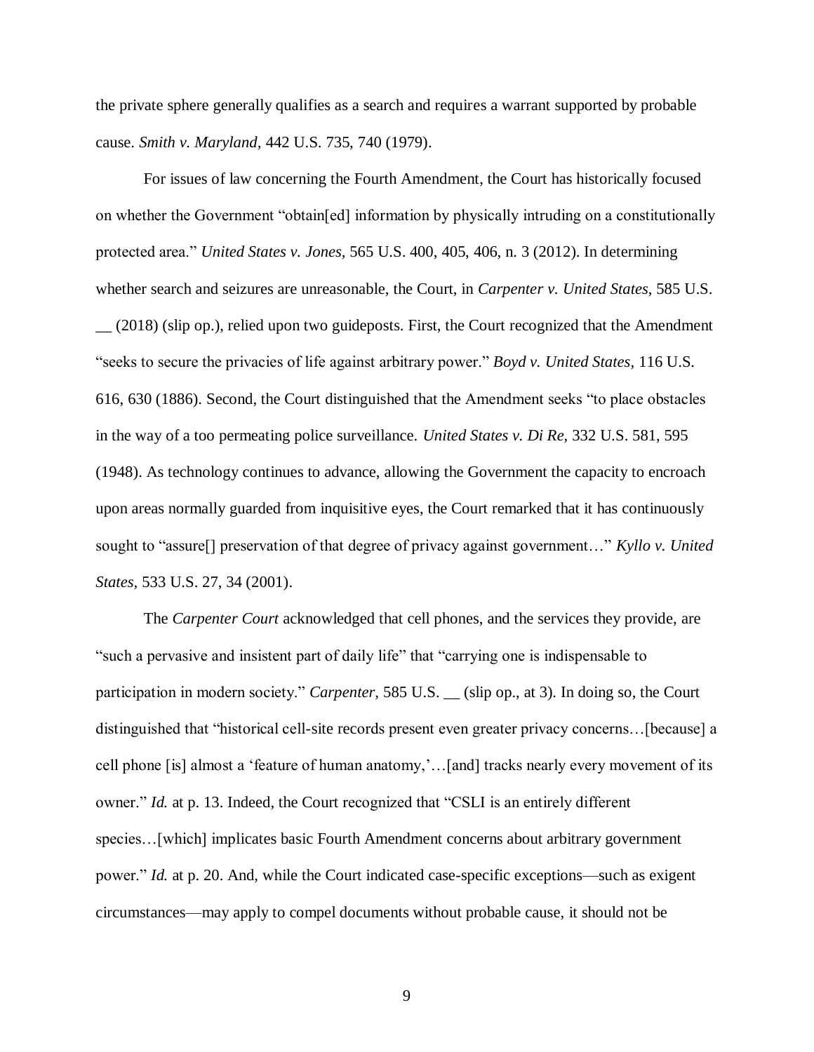the private sphere generally qualifies as a search and requires a warrant supported by probable cause. *Smith v. Maryland,* 442 U.S. 735, 740 (1979).

For issues of law concerning the Fourth Amendment, the Court has historically focused on whether the Government "obtain[ed] information by physically intruding on a constitutionally protected area." *United States v. Jones,* 565 U.S. 400, 405, 406, n. 3 (2012). In determining whether search and seizures are unreasonable, the Court, in *Carpenter v. United States*, 585 U.S. __ (2018) (slip op.), relied upon two guideposts. First, the Court recognized that the Amendment "seeks to secure the privacies of life against arbitrary power." *Boyd v. United States,* 116 U.S. 616, 630 (1886). Second, the Court distinguished that the Amendment seeks "to place obstacles in the way of a too permeating police surveillance. *United States v. Di Re,* 332 U.S. 581, 595 (1948). As technology continues to advance, allowing the Government the capacity to encroach upon areas normally guarded from inquisitive eyes, the Court remarked that it has continuously sought to "assure[] preservation of that degree of privacy against government…" *Kyllo v. United States,* 533 U.S. 27, 34 (2001).

The *Carpenter Court* acknowledged that cell phones, and the services they provide, are "such a pervasive and insistent part of daily life" that "carrying one is indispensable to participation in modern society." *Carpenter,* 585 U.S. __ (slip op., at 3). In doing so, the Court distinguished that "historical cell-site records present even greater privacy concerns…[because] a cell phone [is] almost a 'feature of human anatomy,'…[and] tracks nearly every movement of its owner." *Id.* at p. 13. Indeed, the Court recognized that "CSLI is an entirely different species…[which] implicates basic Fourth Amendment concerns about arbitrary government power." *Id.* at p. 20. And, while the Court indicated case-specific exceptions—such as exigent circumstances—may apply to compel documents without probable cause, it should not be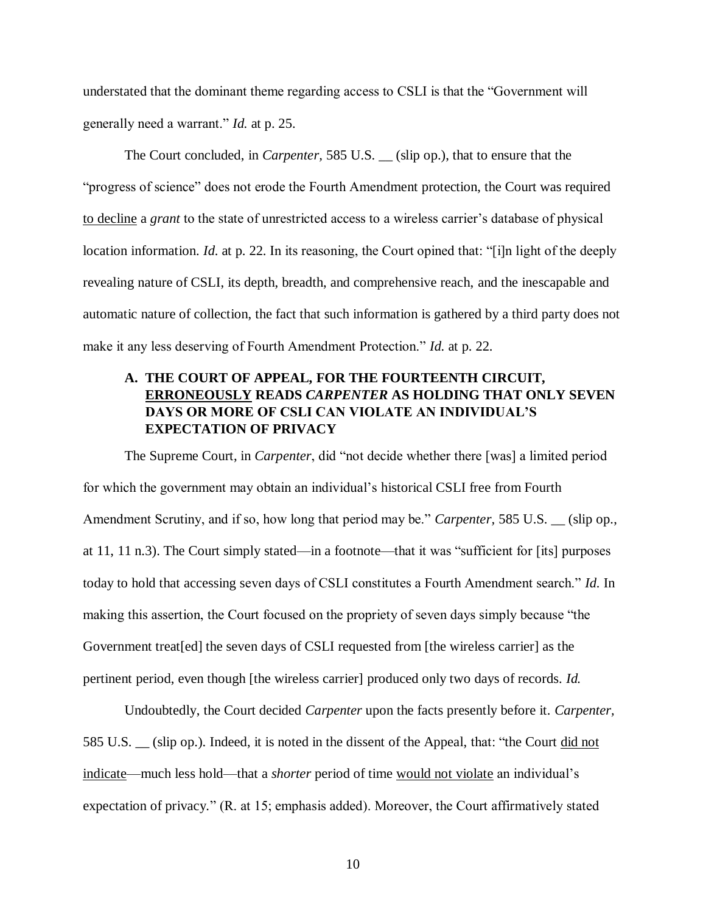understated that the dominant theme regarding access to CSLI is that the "Government will generally need a warrant." *Id.* at p. 25.

The Court concluded, in *Carpenter*, 585 U.S. __ (slip op.), that to ensure that the "progress of science" does not erode the Fourth Amendment protection, the Court was required <u>to decline</u> a *grant* to the state of unrestricted access to a wireless carrier's database of physical location information. *Id.* at p. 22. In its reasoning, the Court opined that: "[i]n light of the deeply revealing nature of CSLI, its depth, breadth, and comprehensive reach, and the inescapable and automatic nature of collection, the fact that such information is gathered by a third party does not make it any less deserving of Fourth Amendment Protection." *Id.* at p. 22.

### A. THE COURT OF APPEAL, FOR THE FOURTEENTH CIRCUIT, <u>ERRONEOUSLY</u> READS *CARPENTER* AS HOLDING THAT ONLY SEVEN DAYS OR MORE OF CSLI CAN VIOLATE AN INDIVIDUAL'S EXPECTATION OF PRIVACY

The Supreme Court, in *Carpenter*, did "not decide whether there [was] a limited period for which the government may obtain an individual's historical CSLI free from Fourth Amendment Scrutiny, and if so, how long that period may be." *Carpenter*, 585 U.S. __ (slip op., at 11, 11 n.3). The Court simply stated—in a footnote—that it was "sufficient for [its] purposes today to hold that accessing seven days of CSLI constitutes a Fourth Amendment search." *Id.* In making this assertion, the Court focused on the propriety of seven days simply because "the Government treat[ed] the seven days of CSLI requested from [the wireless carrier] as the pertinent period, even though [the wireless carrier] produced only two days of records. *Id.*

Undoubtedly, the Court decided *Carpenter* upon the facts presently before it. *Carpenter*, 585 U.S. __ (slip op.). Indeed, it is noted in the dissent of the Appeal, that: "the Court <u>did not indicate</u>—much less hold—that a *shorter* period of time <u>would not violate</u> an individual's expectation of privacy." (R. at 15; emphasis added). Moreover, the Court affirmatively stated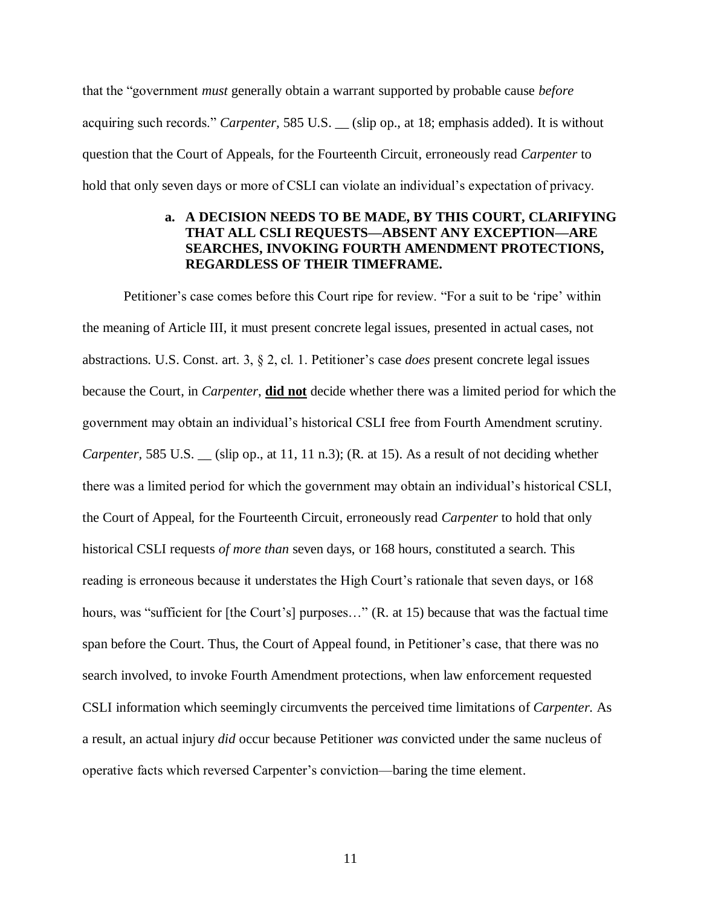that the "government *must* generally obtain a warrant supported by probable cause *before* acquiring such records." *Carpenter,* 585 U.S. __ (slip op., at 18; emphasis added). It is without question that the Court of Appeals, for the Fourteenth Circuit, erroneously read *Carpenter* to hold that only seven days or more of CSLI can violate an individual's expectation of privacy.

### a. A DECISION NEEDS TO BE MADE, BY THIS COURT, CLARIFYING THAT ALL CSLI REQUESTS—ABSENT ANY EXCEPTION—ARE SEARCHES, INVOKING FOURTH AMENDMENT PROTECTIONS, REGARDLESS OF THEIR TIMEFRAME.

Petitioner's case comes before this Court ripe for review. "For a suit to be 'ripe' within the meaning of Article III, it must present concrete legal issues, presented in actual cases, not abstractions. U.S. Const. art. 3, § 2, cl. 1. Petitioner's case *does* present concrete legal issues because the Court, in *Carpenter*, **<u>did not</u>** decide whether there was a limited period for which the government may obtain an individual's historical CSLI free from Fourth Amendment scrutiny. *Carpenter*, 585 U.S. __ (slip op., at 11, 11 n.3); (R. at 15). As a result of not deciding whether there was a limited period for which the government may obtain an individual's historical CSLI, the Court of Appeal, for the Fourteenth Circuit, erroneously read *Carpenter* to hold that only historical CSLI requests *of more than* seven days, or 168 hours, constituted a search. This reading is erroneous because it understates the High Court's rationale that seven days, or 168 hours, was "sufficient for [the Court's] purposes…" (R. at 15) because that was the factual time span before the Court. Thus, the Court of Appeal found, in Petitioner's case, that there was no search involved, to invoke Fourth Amendment protections, when law enforcement requested CSLI information which seemingly circumvents the perceived time limitations of *Carpenter.* As a result, an actual injury *did* occur because Petitioner *was* convicted under the same nucleus of operative facts which reversed Carpenter's conviction—baring the time element.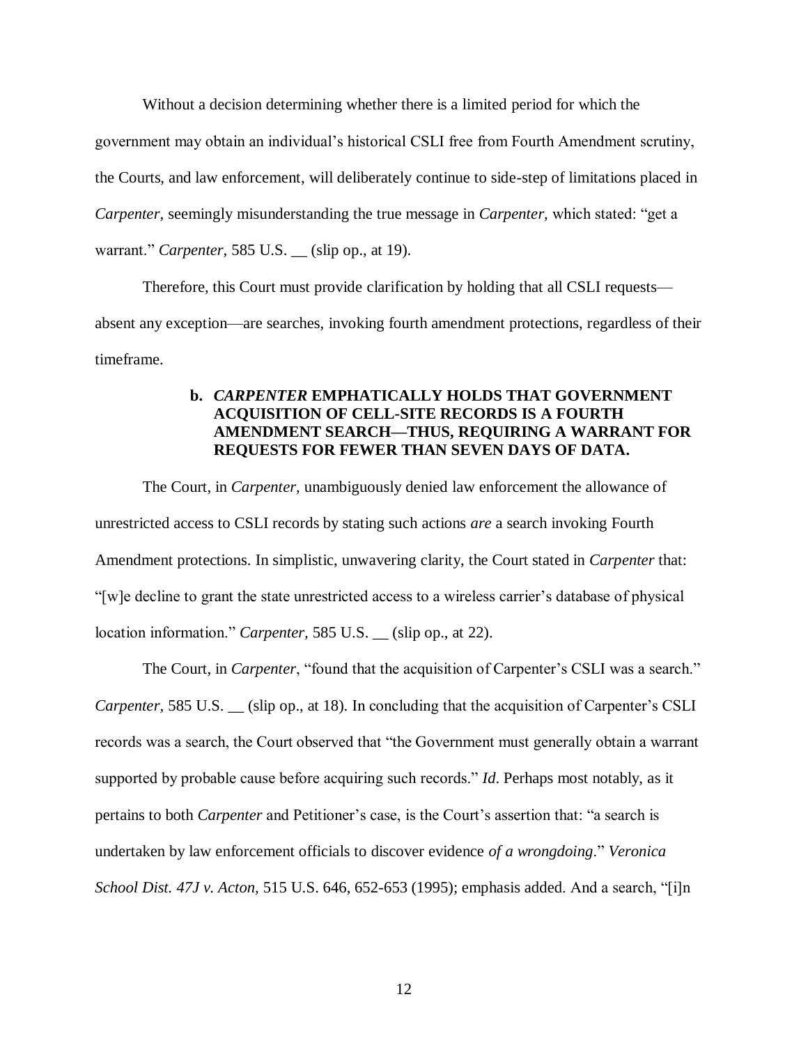Without a decision determining whether there is a limited period for which the government may obtain an individual's historical CSLI free from Fourth Amendment scrutiny, the Courts, and law enforcement, will deliberately continue to side-step of limitations placed in *Carpenter*, seemingly misunderstanding the true message in *Carpenter,* which stated: "get a warrant." *Carpenter*, 585 U.S. __ (slip op., at 19).

Therefore, this Court must provide clarification by holding that all CSLI requests—absent any exception—are searches, invoking fourth amendment protections, regardless of their timeframe.

### b. *CARPENTER* EMPHATICALLY HOLDS THAT GOVERNMENT ACQUISITION OF CELL-SITE RECORDS IS A FOURTH AMENDMENT SEARCH—THUS, REQUIRING A WARRANT FOR REQUESTS FOR FEWER THAN SEVEN DAYS OF DATA.

The Court, in *Carpenter*, unambiguously denied law enforcement the allowance of unrestricted access to CSLI records by stating such actions *are* a search invoking Fourth Amendment protections. In simplistic, unwavering clarity, the Court stated in *Carpenter* that: "[w]e decline to grant the state unrestricted access to a wireless carrier's database of physical location information." *Carpenter,* 585 U.S. __ (slip op., at 22).

The Court, in *Carpenter*, "found that the acquisition of Carpenter's CSLI was a search." *Carpenter*, 585 U.S. __ (slip op., at 18). In concluding that the acquisition of Carpenter's CSLI records was a search, the Court observed that "the Government must generally obtain a warrant supported by probable cause before acquiring such records." *Id*. Perhaps most notably, as it pertains to both *Carpenter* and Petitioner's case, is the Court's assertion that: "a search is undertaken by law enforcement officials to discover evidence *of a wrongdoing*." *Veronica School Dist. 47J v. Acton,* 515 U.S. 646, 652-653 (1995); emphasis added. And a search, "[i]n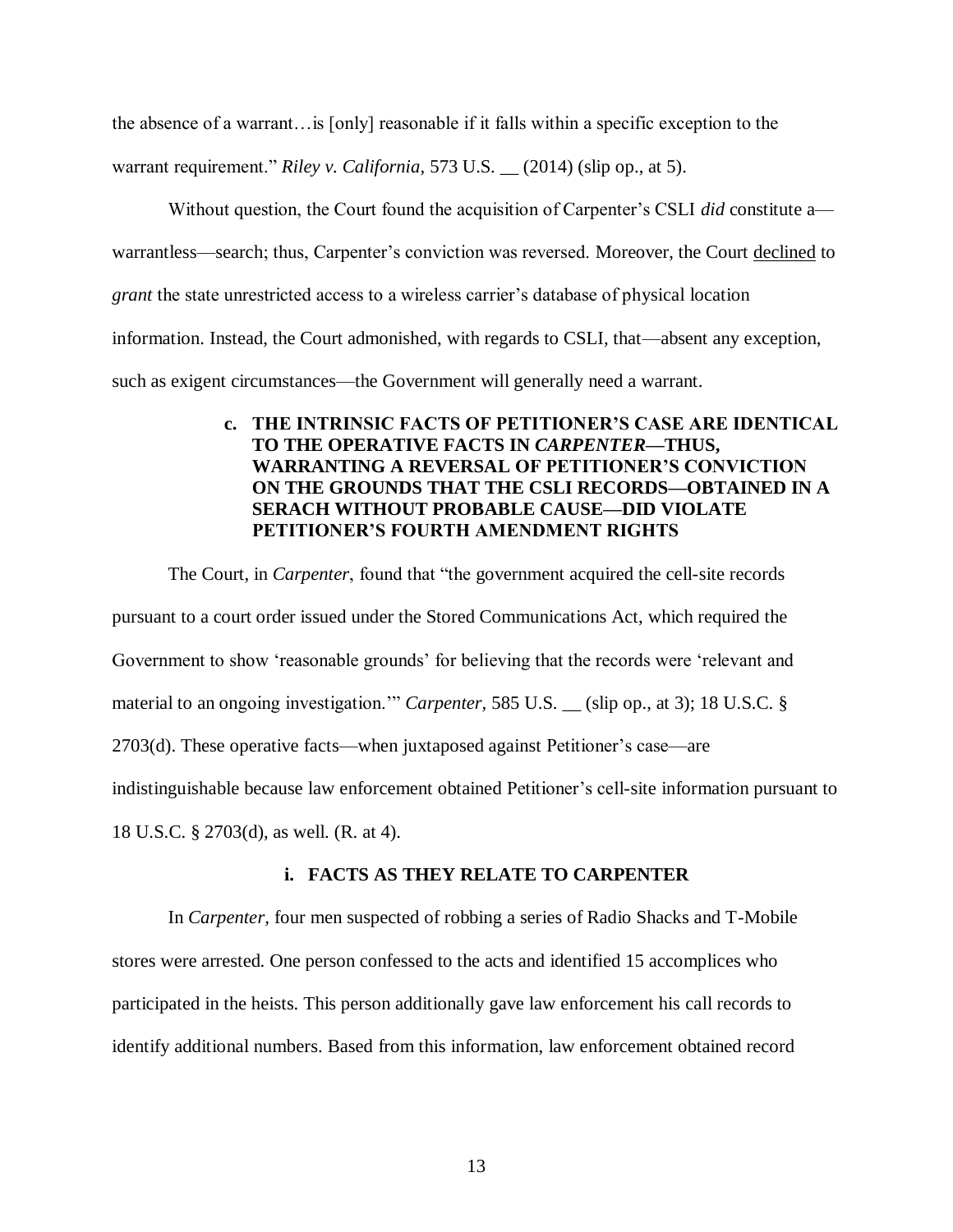the absence of a warrant…is [only] reasonable if it falls within a specific exception to the warrant requirement." *Riley v. California*, 573 U.S. __ (2014) (slip op., at 5).

Without question, the Court found the acquisition of Carpenter's CSLI *did* constitute a—warrantless—search; thus, Carpenter's conviction was reversed. Moreover, the Court declined to *grant* the state unrestricted access to a wireless carrier's database of physical location information. Instead, the Court admonished, with regards to CSLI, that—absent any exception, such as exigent circumstances—the Government will generally need a warrant.

**c. THE INTRINSIC FACTS OF PETITIONER'S CASE ARE IDENTICAL TO THE OPERATIVE FACTS IN *CARPENTER*—THUS, WARRANTING A REVERSAL OF PETITIONER'S CONVICTION ON THE GROUNDS THAT THE CSLI RECORDS—OBTAINED IN A SERACH WITHOUT PROBABLE CAUSE—DID VIOLATE PETITIONER'S FOURTH AMENDMENT RIGHTS**

The Court, in *Carpenter*, found that "the government acquired the cell-site records pursuant to a court order issued under the Stored Communications Act, which required the Government to show 'reasonable grounds' for believing that the records were 'relevant and material to an ongoing investigation.'" *Carpenter,* 585 U.S. __ (slip op., at 3); 18 U.S.C. § 2703(d). These operative facts—when juxtaposed against Petitioner's case—are indistinguishable because law enforcement obtained Petitioner's cell-site information pursuant to 18 U.S.C. § 2703(d), as well. (R. at 4).

**i. FACTS AS THEY RELATE TO CARPENTER**

In *Carpenter,* four men suspected of robbing a series of Radio Shacks and T-Mobile stores were arrested. One person confessed to the acts and identified 15 accomplices who participated in the heists. This person additionally gave law enforcement his call records to identify additional numbers. Based from this information, law enforcement obtained record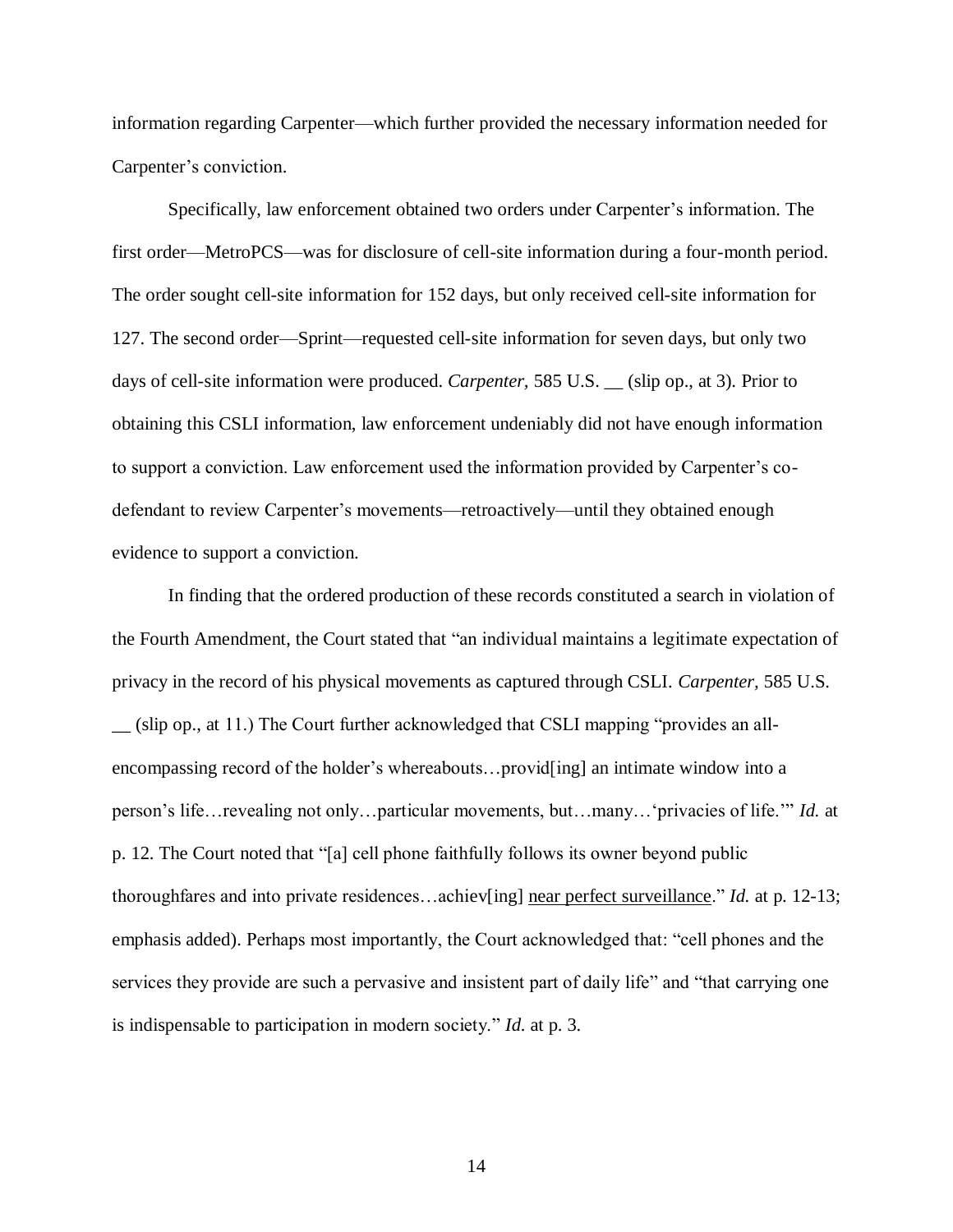information regarding Carpenter—which further provided the necessary information needed for Carpenter's conviction.

Specifically, law enforcement obtained two orders under Carpenter's information. The first order—MetroPCS—was for disclosure of cell-site information during a four-month period. The order sought cell-site information for 152 days, but only received cell-site information for 127. The second order—Sprint—requested cell-site information for seven days, but only two days of cell-site information were produced. *Carpenter*, 585 U.S. __ (slip op., at 3). Prior to obtaining this CSLI information, law enforcement undeniably did not have enough information to support a conviction. Law enforcement used the information provided by Carpenter's co-defendant to review Carpenter's movements—retroactively—until they obtained enough evidence to support a conviction.

In finding that the ordered production of these records constituted a search in violation of the Fourth Amendment, the Court stated that "an individual maintains a legitimate expectation of privacy in the record of his physical movements as captured through CSLI. *Carpenter*, 585 U.S. __ (slip op., at 11.) The Court further acknowledged that CSLI mapping "provides an all-encompassing record of the holder's whereabouts…provid[ing] an intimate window into a person's life…revealing not only…particular movements, but…many…'privacies of life.'" *Id.* at p. 12. The Court noted that "[a] cell phone faithfully follows its owner beyond public thoroughfares and into private residences…achiev[ing] <u>near perfect surveillance</u>." *Id.* at p. 12-13; emphasis added). Perhaps most importantly, the Court acknowledged that: "cell phones and the services they provide are such a pervasive and insistent part of daily life" and "that carrying one is indispensable to participation in modern society." *Id.* at p. 3.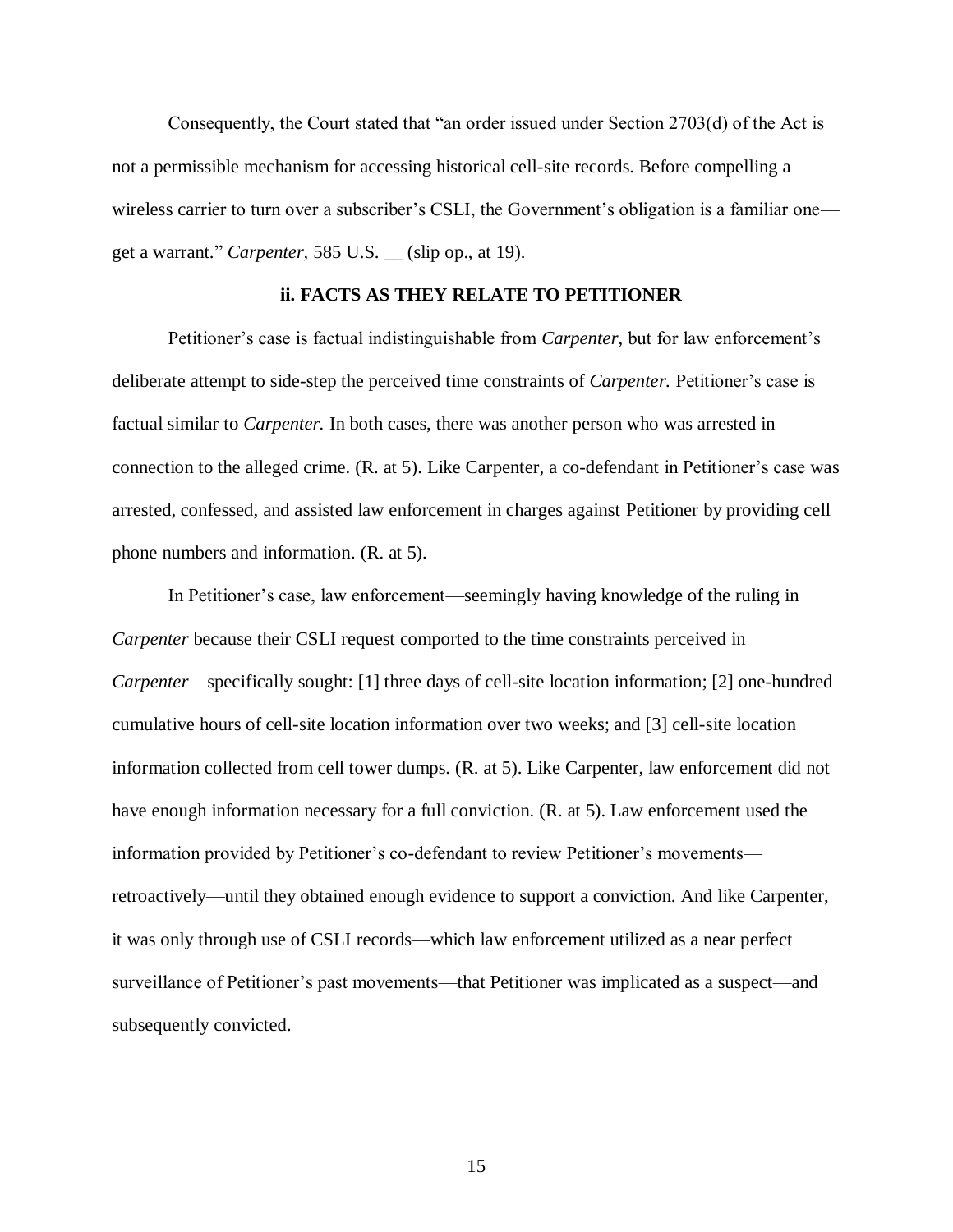Consequently, the Court stated that "an order issued under Section 2703(d) of the Act is not a permissible mechanism for accessing historical cell-site records. Before compelling a wireless carrier to turn over a subscriber's CSLI, the Government's obligation is a familiar one—get a warrant." *Carpenter,* 585 U.S. __ (slip op., at 19).

**ii. FACTS AS THEY RELATE TO PETITIONER**

Petitioner's case is factual indistinguishable from *Carpenter,* but for law enforcement's deliberate attempt to side-step the perceived time constraints of *Carpenter.* Petitioner's case is factual similar to *Carpenter.* In both cases, there was another person who was arrested in connection to the alleged crime. (R. at 5). Like Carpenter, a co-defendant in Petitioner's case was arrested, confessed, and assisted law enforcement in charges against Petitioner by providing cell phone numbers and information. (R. at 5).

In Petitioner's case, law enforcement—seemingly having knowledge of the ruling in *Carpenter* because their CSLI request comported to the time constraints perceived in *Carpenter*—specifically sought: [1] three days of cell-site location information; [2] one-hundred cumulative hours of cell-site location information over two weeks; and [3] cell-site location information collected from cell tower dumps. (R. at 5). Like Carpenter, law enforcement did not have enough information necessary for a full conviction. (R. at 5). Law enforcement used the information provided by Petitioner's co-defendant to review Petitioner's movements—retroactively—until they obtained enough evidence to support a conviction. And like Carpenter, it was only through use of CSLI records—which law enforcement utilized as a near perfect surveillance of Petitioner's past movements—that Petitioner was implicated as a suspect—and subsequently convicted.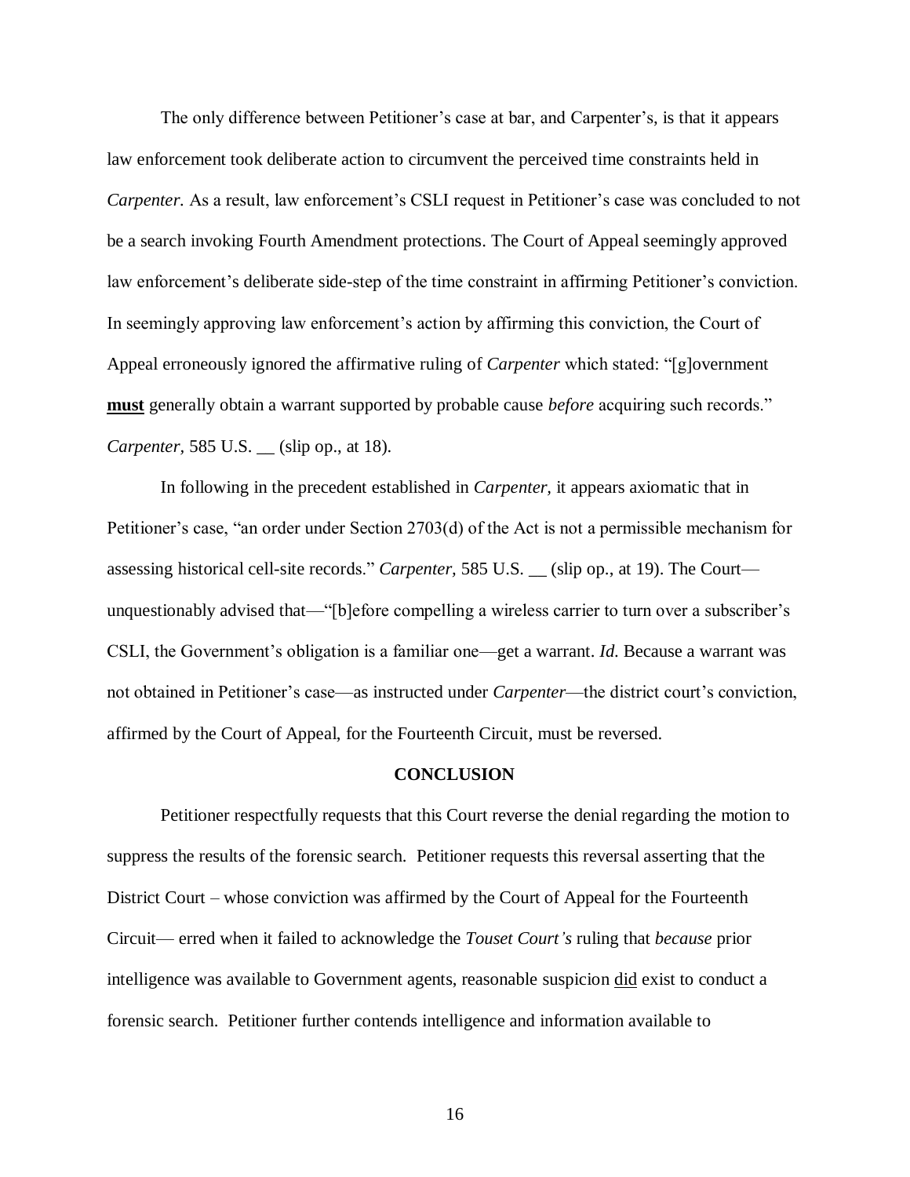The only difference between Petitioner's case at bar, and Carpenter's, is that it appears law enforcement took deliberate action to circumvent the perceived time constraints held in *Carpenter*. As a result, law enforcement's CSLI request in Petitioner's case was concluded to not be a search invoking Fourth Amendment protections. The Court of Appeal seemingly approved law enforcement's deliberate side-step of the time constraint in affirming Petitioner's conviction. In seemingly approving law enforcement's action by affirming this conviction, the Court of Appeal erroneously ignored the affirmative ruling of *Carpenter* which stated: "[g]overnment <u>**must**</u> generally obtain a warrant supported by probable cause *before* acquiring such records." *Carpenter,* 585 U.S. __ (slip op., at 18).

In following in the precedent established in *Carpenter,* it appears axiomatic that in Petitioner's case, "an order under Section 2703(d) of the Act is not a permissible mechanism for assessing historical cell-site records." *Carpenter,* 585 U.S. __ (slip op., at 19). The Court—unquestionably advised that—"[b]efore compelling a wireless carrier to turn over a subscriber's CSLI, the Government's obligation is a familiar one—get a warrant. *Id.* Because a warrant was not obtained in Petitioner's case—as instructed under *Carpenter*—the district court's conviction, affirmed by the Court of Appeal, for the Fourteenth Circuit, must be reversed.

## CONCLUSION

Petitioner respectfully requests that this Court reverse the denial regarding the motion to suppress the results of the forensic search. Petitioner requests this reversal asserting that the District Court – whose conviction was affirmed by the Court of Appeal for the Fourteenth Circuit— erred when it failed to acknowledge the *Touset Court's* ruling that *because* prior intelligence was available to Government agents, reasonable suspicion <u>did</u> exist to conduct a forensic search. Petitioner further contends intelligence and information available to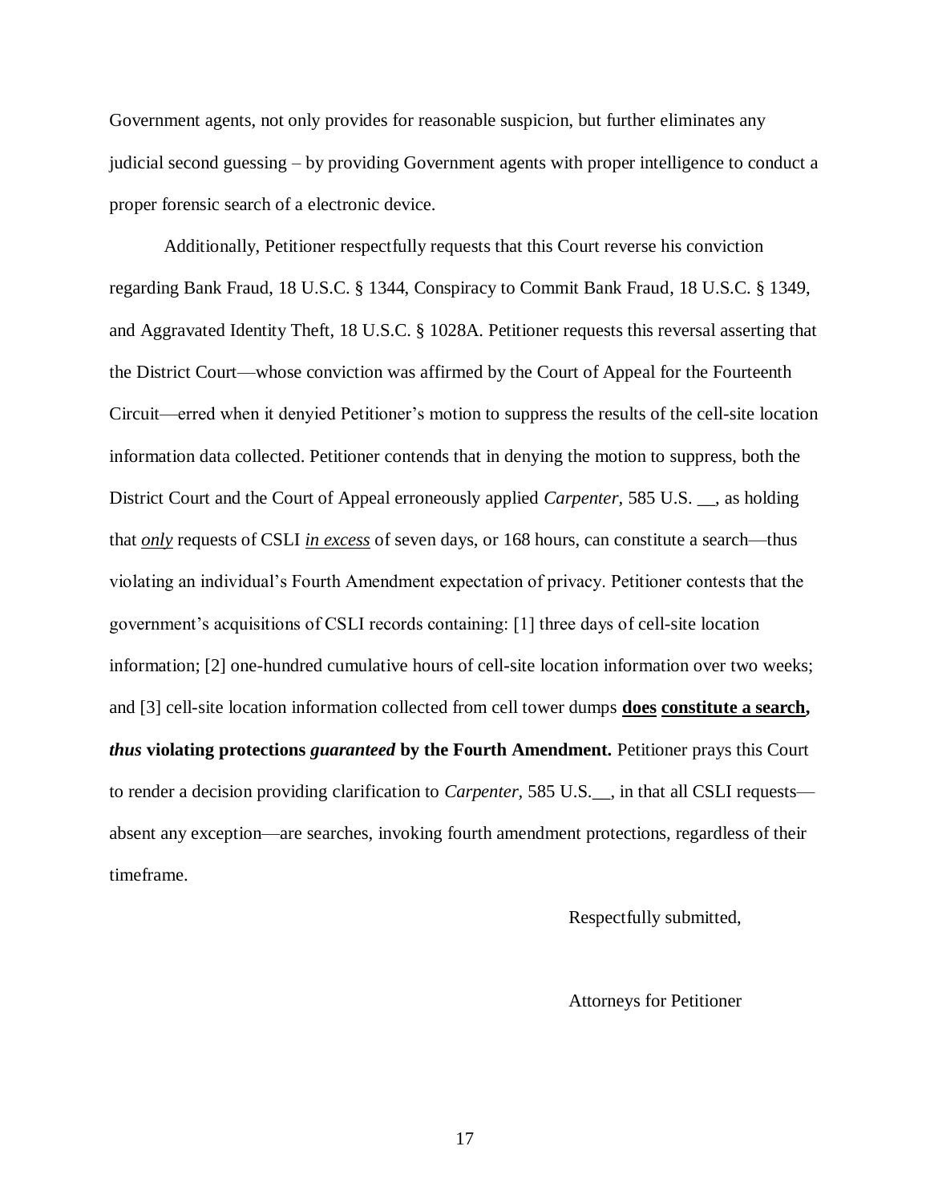Government agents, not only provides for reasonable suspicion, but further eliminates any judicial second guessing – by providing Government agents with proper intelligence to conduct a proper forensic search of a electronic device.

Additionally, Petitioner respectfully requests that this Court reverse his conviction regarding Bank Fraud, 18 U.S.C. § 1344, Conspiracy to Commit Bank Fraud, 18 U.S.C. § 1349, and Aggravated Identity Theft, 18 U.S.C. § 1028A. Petitioner requests this reversal asserting that the District Court—whose conviction was affirmed by the Court of Appeal for the Fourteenth Circuit—erred when it denyied Petitioner's motion to suppress the results of the cell-site location information data collected. Petitioner contends that in denying the motion to suppress, both the District Court and the Court of Appeal erroneously applied *Carpenter*, 585 U.S. __, as holding that ***only*** requests of CSLI ***in excess*** of seven days, or 168 hours, can constitute a search—thus violating an individual's Fourth Amendment expectation of privacy. Petitioner contests that the government's acquisitions of CSLI records containing: [1] three days of cell-site location information; [2] one-hundred cumulative hours of cell-site location information over two weeks; and [3] cell-site location information collected from cell tower dumps **does constitute a search, *thus* violating protections *guaranteed* by the Fourth Amendment.** Petitioner prays this Court to render a decision providing clarification to *Carpenter*, 585 U.S.__, in that all CSLI requests—absent any exception—are searches, invoking fourth amendment protections, regardless of their timeframe.

Respectfully submitted,

Attorneys for Petitioner